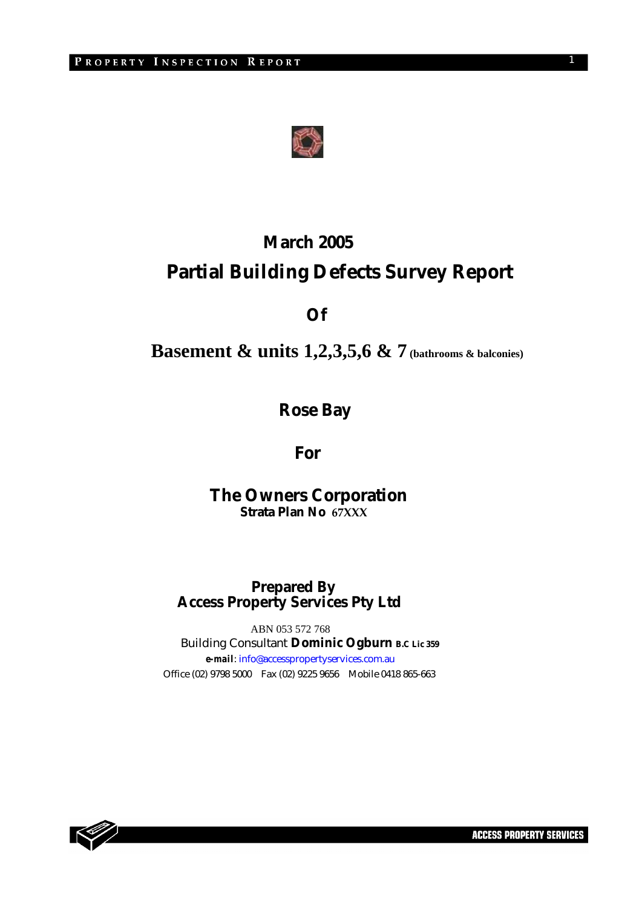# March 2005

# Partial Building Defects Survey Report

## Of

## Basement & units 1,2,3,5,6 & 7 (bathrooms & balconies)

## Rose Bay

## For

## The Owners Corporation

**Strata Plan No 67XXX**

**Prepared By**
**Access Property Services Pty Ltd**

ABN 053 572 768

Building Consultant **Dominic Ogburn B.C Lic 359**

***e-mail***: info@accesspropertyservices.com.au

Office (02) 9798 5000    Fax (02) 9225 9656    Mobile 0418 865-663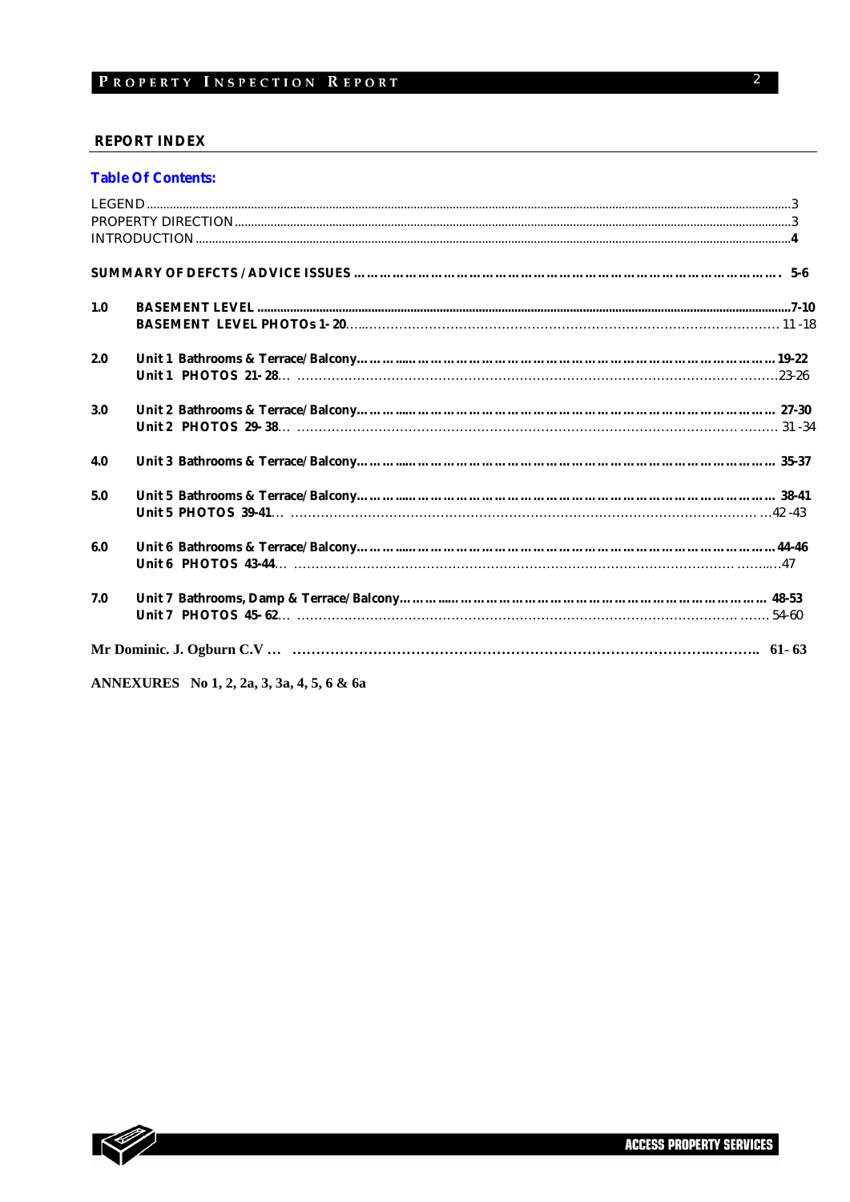## REPORT INDEX

**Table Of Contents:**

LEGEND ....................................................................................................................................3
PROPERTY DIRECTION ..............................................................................................................3
INTRODUCTION .......................................................................................................................**4**

**SUMMARY OF DEFCTS / ADVICE ISSUES ………………………………………………………………………………. 5-6**

**1.0 BASEMENT LEVEL .......................................................................................................7-10**
**BASEMENT LEVEL PHOTOs 1- 20**…..…………………………………………………………………………… 11 -18

**2.0 Unit 1 Bathrooms & Terrace/Balcony…………......…………………………………………………………………19-22**
**Unit 1 PHOTOS 21- 28**… ……………………………………………………………………………………… ………23-26

**3.0 Unit 2 Bathrooms & Terrace/Balcony…………......………………………………………………………………… 27-30**
**Unit 2 PHOTOS 29- 38**… ……………………………………………………………………………………… ……… 31 -34

**4.0 Unit 3 Bathrooms & Terrace/Balcony…………......………………………………………………………………… 35-37**

**5.0 Unit 5 Bathrooms & Terrace/Balcony…………......………………………………………………………………… 38-41**
**Unit 5 PHOTOS 39-41**… ………………………………………………………………………………………… …42 -43

**6.0 Unit 6 Bathrooms & Terrace/Balcony…………......…………………………………………………………………44-46**
**Unit 6 PHOTOS 43-44**… …………………………………………………………………………………… ……..…47

**7.0 Unit 7 Bathrooms, Damp & Terrace/Balcony…………......…………………………………………………… 48-53**
**Unit 7 PHOTOS 45- 62**… ……………………………………………………………………………………… ……. 54-60

**Mr Dominic. J. Ogburn C.V … …………………………………………………………………………….……….. 61- 63**

**ANNEXURES No 1, 2, 2a, 3, 3a, 4, 5, 6 & 6a**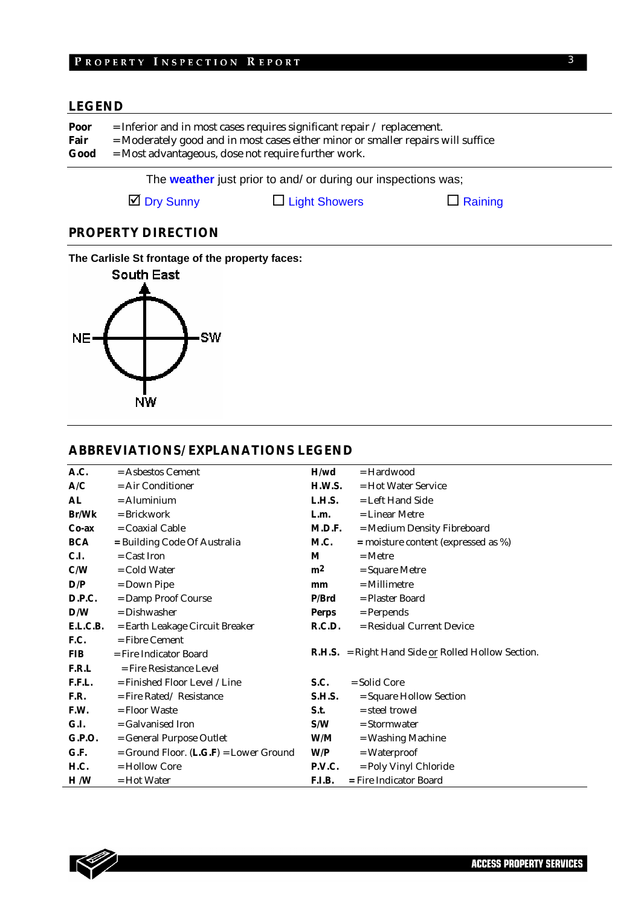## LEGEND

**Poor** = Inferior and in most cases requires significant repair / replacement.
**Fair** = Moderately good and in most cases either minor or smaller repairs will suffice
**Good** = Most advantageous, dose not require further work.

The **weather** just prior to and/ or during our inspections was;

☑ Dry Sunny ☐ Light Showers ☐ Raining

## PROPERTY DIRECTION

**The Carlisle St frontage of the property faces:**

South East

NE SW

NW

## ABBREVIATIONS/ EXPLANATIONS LEGEND

| | | | |
|---|---|---|---|
| **A.C.** | = Asbestos Cement | **H/wd** | = Hardwood |
| **A/C** | = Air Conditioner | **H.W.S.** | = Hot Water Service |
| **AL** | = Aluminium | **L.H.S.** | = Left Hand Side |
| **Br/Wk** | = Brickwork | **L.m.** | = Linear Metre |
| **Co-ax** | = Coaxial Cable | **M.D.F.** | = Medium Density Fibreboard |
| **BCA** | = Building Code Of Australia | **M.C.** | = moisture content (expressed as %) |
| **C.I.** | = Cast Iron | **M** | = Metre |
| **C/W** | = Cold Water | **$m^2$** | = Square Metre |
| **D/P** | = Down Pipe | **mm** | = Millimetre |
| **D.P.C.** | = Damp Proof Course | **P/Brd** | = Plaster Board |
| **D/W** | = Dishwasher | **Perps** | = Perpends |
| **E.L.C.B.** | = Earth Leakage Circuit Breaker | **R.C.D.** | = Residual Current Device |
| **F.C.** | = Fibre Cement | | |
| **FIB** | = Fire Indicator Board | **R.H.S.** | = Right Hand Side or Rolled Hollow Section. |
| **F.R.L** | = Fire Resistance Level | | |
| **F.F.L.** | = Finished Floor Level / Line | **S.C.** | = Solid Core |
| **F.R.** | = Fire Rated/ Resistance | **S.H.S.** | = Square Hollow Section |
| **F.W.** | = Floor Waste | **S.t.** | = steel trowel |
| **G.I.** | = Galvanised Iron | **S/W** | = Stormwater |
| **G.P.O.** | = General Purpose Outlet | **W/M** | = Washing Machine |
| **G.F.** | = Ground Floor. (**L.G.F**) = Lower Ground | **W/P** | = Waterproof |
| **H.C.** | = Hollow Core | **P.V.C.** | = Poly Vinyl Chloride |
| **H /W** | = Hot Water | **F.I.B.** | = Fire Indicator Board |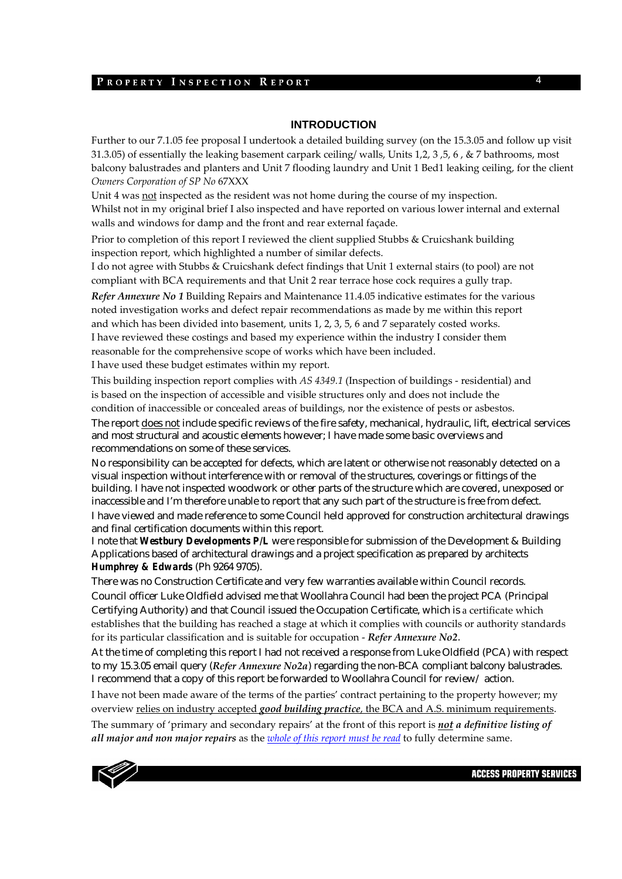## INTRODUCTION

Further to our 7.1.05 fee proposal I undertook a detailed building survey (on the 15.3.05 and follow up visit 31.3.05) of essentially the leaking basement carpark ceiling/ walls, Units 1,2, 3 ,5, 6 , & 7 bathrooms, most balcony balustrades and planters and Unit 7 flooding laundry and Unit 1 Bed1 leaking ceiling, for the client *Owners Corporation of SP No* 67XXX

Unit 4 was not inspected as the resident was not home during the course of my inspection.
Whilst not in my original brief I also inspected and have reported on various lower internal and external walls and windows for damp and the front and rear external façade.

Prior to completion of this report I reviewed the client supplied Stubbs & Cruicshank building inspection report, which highlighted a number of similar defects.
I do not agree with Stubbs & Cruicshank defect findings that Unit 1 external stairs (to pool) are not compliant with BCA requirements and that Unit 2 rear terrace hose cock requires a gully trap.

***Refer Annexure No 1*** Building Repairs and Maintenance 11.4.05 indicative estimates for the various noted investigation works and defect repair recommendations as made by me within this report and which has been divided into basement, units 1, 2, 3, 5, 6 and 7 separately costed works.
I have reviewed these costings and based my experience within the industry I consider them reasonable for the comprehensive scope of works which have been included.
I have used these budget estimates within my report.

This building inspection report complies with *AS 4349.1* (Inspection of buildings - residential) and is based on the inspection of accessible and visible structures only and does not include the condition of inaccessible or concealed areas of buildings, nor the existence of pests or asbestos.

The report does not include specific reviews of the fire safety, mechanical, hydraulic, lift, electrical services and most structural and acoustic elements however; I have made some basic overviews and recommendations on some of these services.

No responsibility can be accepted for defects, which are latent or otherwise not reasonably detected on a visual inspection without interference with or removal of the structures, coverings or fittings of the building. I have not inspected woodwork or other parts of the structure which are covered, unexposed or inaccessible and I'm therefore unable to report that any such part of the structure is free from defect.

I have viewed and made reference to some Council held approved for construction architectural drawings and final certification documents within this report.
I note that **Westbury Developments P/L** were responsible for submission of the Development & Building Applications based of architectural drawings and a project specification as prepared by architects **Humphrey & Edwards** (Ph 9264 9705).

There was no Construction Certificate and very few warranties available within Council records.
Council officer Luke Oldfield advised me that Woollahra Council had been the project PCA (Principal Certifying Authority) and that Council issued the Occupation Certificate, which is a certificate which establishes that the building has reached a stage at which it complies with councils or authority standards for its particular classification and is suitable for occupation - ***Refer Annexure No2***.

At the time of completing this report I had not received a response from Luke Oldfield (PCA) with respect to my 15.3.05 email query (***Refer Annexure No2a***) regarding the non-BCA compliant balcony balustrades.
I recommend that a copy of this report be forwarded to Woollahra Council for review/ action.

I have not been made aware of the terms of the parties' contract pertaining to the property however; my overview relies on industry accepted ***good building practice***, the BCA and A.S. minimum requirements.

The summary of 'primary and secondary repairs' at the front of this report is ***not a definitive listing of all major and non major repairs*** as the *whole of this report must be read* to fully determine same.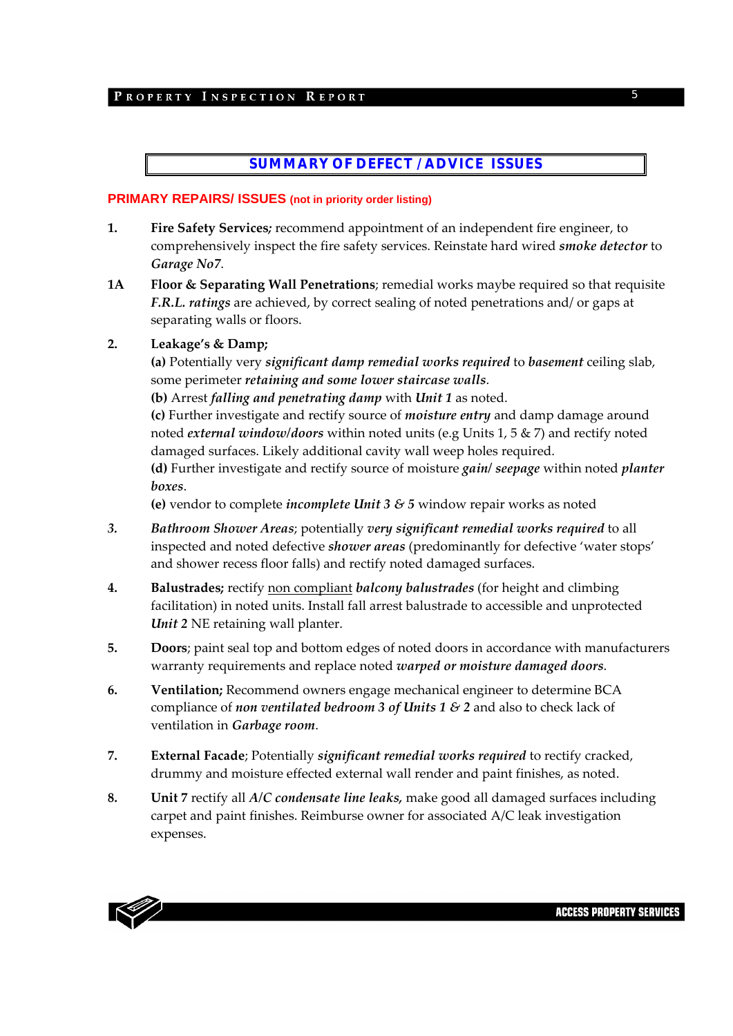## SUMMARY OF DEFECT / ADVICE ISSUES

**PRIMARY REPAIRS/ ISSUES (not in priority order listing)**

**1.** **Fire Safety Services;** recommend appointment of an independent fire engineer, to comprehensively inspect the fire safety services. Reinstate hard wired ***smoke detector*** to *Garage No7*.

**1A** **Floor & Separating Wall Penetrations**; remedial works maybe required so that requisite ***F.R.L. ratings*** are achieved, by correct sealing of noted penetrations and/ or gaps at separating walls or floors.

**2.** **Leakage's & Damp;**
**(a)** Potentially very ***significant damp remedial works required*** to ***basement*** ceiling slab, some perimeter ***retaining and some lower staircase walls***.
**(b)** Arrest ***falling and penetrating damp*** with ***Unit 1*** as noted.
**(c)** Further investigate and rectify source of ***moisture entry*** and damp damage around noted ***external window/doors*** within noted units (e.g Units 1, 5 & 7) and rectify noted damaged surfaces. Likely additional cavity wall weep holes required.
**(d)** Further investigate and rectify source of moisture ***gain/ seepage*** within noted ***planter boxes***.
**(e)** vendor to complete ***incomplete Unit 3 & 5*** window repair works as noted

***3.*** ***Bathroom Shower Areas***; potentially ***very significant remedial works required*** to all inspected and noted defective ***shower areas*** (predominantly for defective 'water stops' and shower recess floor falls) and rectify noted damaged surfaces.

**4.** **Balustrades;** rectify non compliant ***balcony balustrades*** (for height and climbing facilitation) in noted units. Install fall arrest balustrade to accessible and unprotected ***Unit 2*** NE retaining wall planter.

**5.** **Doors**; paint seal top and bottom edges of noted doors in accordance with manufacturers warranty requirements and replace noted ***warped or moisture damaged doors***.

**6.** **Ventilation;** Recommend owners engage mechanical engineer to determine BCA compliance of ***non ventilated bedroom 3 of Units 1 & 2*** and also to check lack of ventilation in ***Garbage room***.

**7.** **External Facade**; Potentially ***significant remedial works required*** to rectify cracked, drummy and moisture effected external wall render and paint finishes, as noted.

**8.** **Unit 7** rectify all ***A/C condensate line leaks,*** make good all damaged surfaces including carpet and paint finishes. Reimburse owner for associated A/C leak investigation expenses.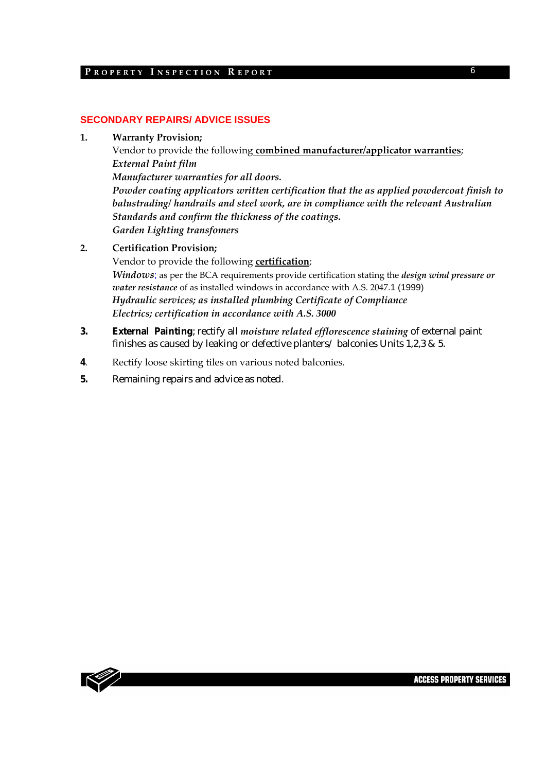## SECONDARY REPAIRS/ ADVICE ISSUES

1. **Warranty Provision;**
   Vendor to provide the following **combined manufacturer/applicator warranties**;
   *External Paint film*
   ***Manufacturer warranties for all doors.***
   ***Powder coating applicators written certification that the as applied powdercoat finish to balustrading/ handrails and steel work, are in compliance with the relevant Australian Standards and confirm the thickness of the coatings.***
   *Garden Lighting transfomers*

2. **Certification Provision;**
   Vendor to provide the following **certification**;
   *Windows*; as per the BCA requirements provide certification stating the ***design wind pressure or water resistance*** of as installed windows in accordance with A.S. 2047.1 (1999)
   *Hydraulic services; as installed plumbing Certificate of Compliance*
   *Electrics; certification in accordance with A.S. 3000*

3. **External Painting**; rectify all *moisture related efflorescence staining* of external paint finishes as caused by leaking or defective planters/ balconies Units 1,2,3 & 5.

4. Rectify loose skirting tiles on various noted balconies.

5. Remaining repairs and advice as noted.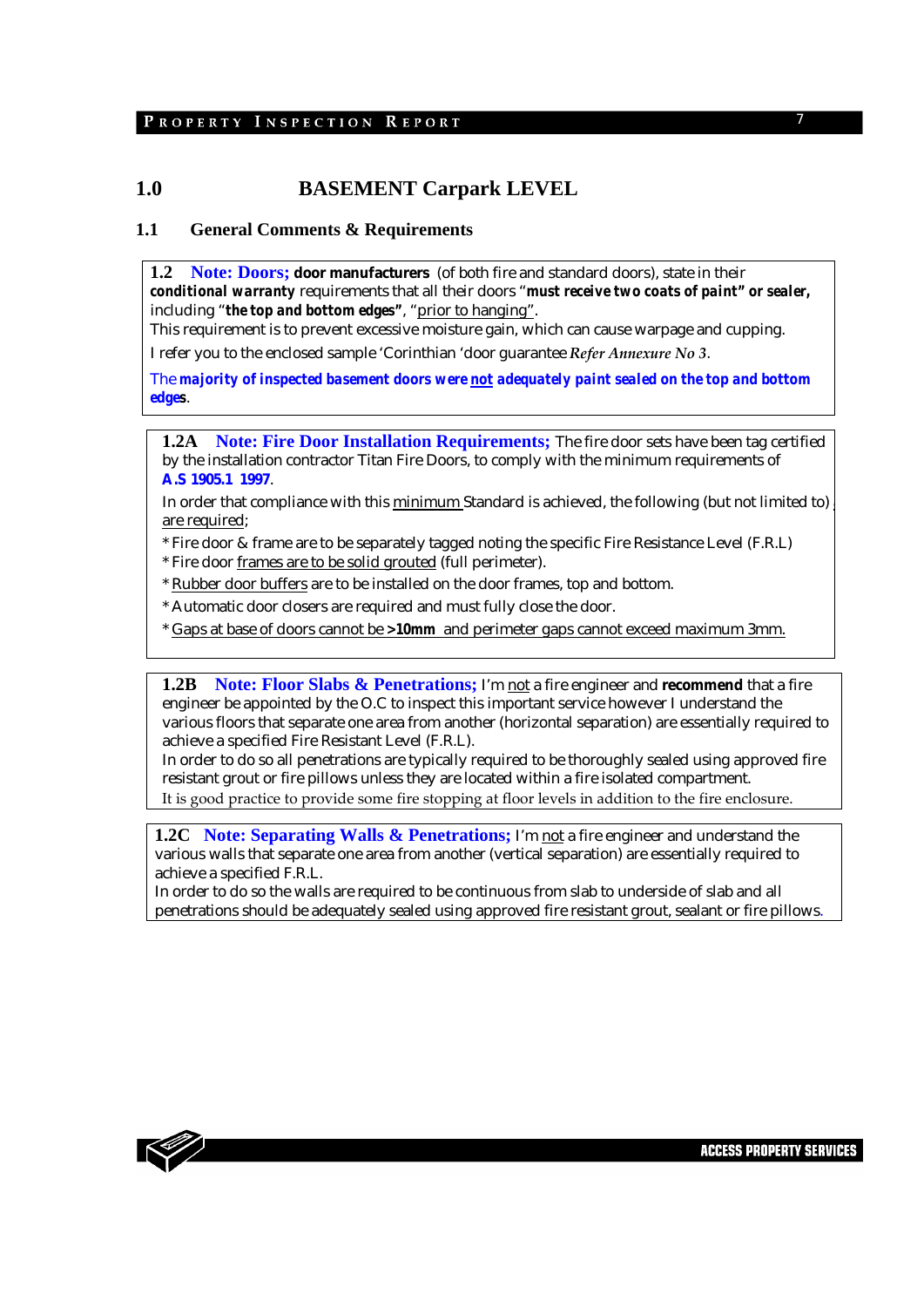## 1.0 BASEMENT Carpark LEVEL

### 1.1 General Comments & Requirements

**1.2 Note: Doors;** **door manufacturers** (of both fire and standard doors), state in their ***conditional warranty*** requirements that all their doors "***must receive two coats of paint" or sealer,*** including "***the top and bottom edges"***, "prior to hanging".
This requirement is to prevent excessive moisture gain, which can cause warpage and cupping.

I refer you to the enclosed sample 'Corinthian 'door guarantee *Refer Annexure No 3*.

The ***majority of inspected basement doors were not adequately paint sealed on the top and bottom edges***.

**1.2A Note: Fire Door Installation Requirements;** The fire door sets have been tag certified by the installation contractor Titan Fire Doors, to comply with the minimum requirements of **A.S 1905.1 1997**.

In order that compliance with this minimum Standard is achieved, the following (but not limited to) are required;

* Fire door & frame are to be separately tagged noting the specific Fire Resistance Level (F.R.L)
* Fire door frames are to be solid grouted (full perimeter).
* Rubber door buffers are to be installed on the door frames, top and bottom.
* Automatic door closers are required and must fully close the door.
* Gaps at base of doors cannot be **>10mm** and perimeter gaps cannot exceed maximum 3mm.

**1.2B Note: Floor Slabs & Penetrations;** I'm not a fire engineer and **recommend** that a fire engineer be appointed by the O.C to inspect this important service however I understand the various floors that separate one area from another (horizontal separation) are essentially required to achieve a specified Fire Resistant Level (F.R.L).
In order to do so all penetrations are typically required to be thoroughly sealed using approved fire resistant grout or fire pillows unless they are located within a fire isolated compartment.
It is good practice to provide some fire stopping at floor levels in addition to the fire enclosure.

**1.2C Note: Separating Walls & Penetrations;** I'm not a fire engineer and understand the various walls that separate one area from another (vertical separation) are essentially required to achieve a specified F.R.L.
In order to do so the walls are required to be continuous from slab to underside of slab and all penetrations should be adequately sealed using approved fire resistant grout, sealant or fire pillows.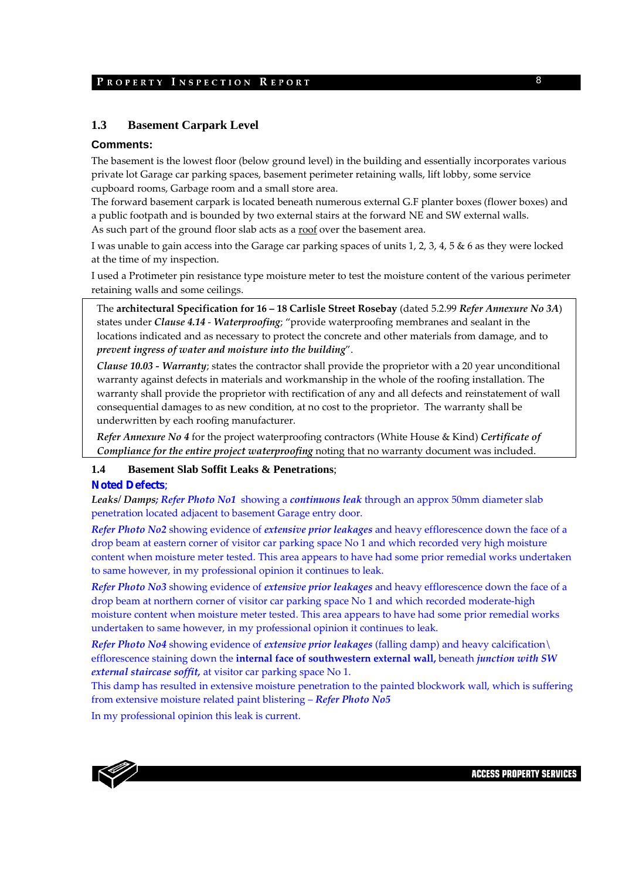## 1.3 Basement Carpark Level

**Comments:**

The basement is the lowest floor (below ground level) in the building and essentially incorporates various private lot Garage car parking spaces, basement perimeter retaining walls, lift lobby, some service cupboard rooms, Garbage room and a small store area.

The forward basement carpark is located beneath numerous external G.F planter boxes (flower boxes) and a public footpath and is bounded by two external stairs at the forward NE and SW external walls.

As such part of the ground floor slab acts as a roof over the basement area.

I was unable to gain access into the Garage car parking spaces of units 1, 2, 3, 4, 5 & 6 as they were locked at the time of my inspection.

I used a Protimeter pin resistance type moisture meter to test the moisture content of the various perimeter retaining walls and some ceilings.

> The **architectural Specification for 16 – 18 Carlisle Street Rosebay** (dated 5.2.99 ***Refer Annexure No 3A***) states under ***Clause 4.14*** - ***Waterproofing***; "provide waterproofing membranes and sealant in the locations indicated and as necessary to protect the concrete and other materials from damage, and to ***prevent ingress of water and moisture into the building***".
>
> ***Clause 10.03 - Warranty***; states the contractor shall provide the proprietor with a 20 year unconditional warranty against defects in materials and workmanship in the whole of the roofing installation. The warranty shall provide the proprietor with rectification of any and all defects and reinstatement of wall consequential damages to as new condition, at no cost to the proprietor. The warranty shall be underwritten by each roofing manufacturer.
>
> ***Refer Annexure No 4*** for the project waterproofing contractors (White House & Kind) ***Certificate of Compliance for the entire project waterproofing*** noting that no warranty document was included.

## 1.4 Basement Slab Soffit Leaks & Penetrations;

**Noted Defects;**

***Leaks/ Damps; Refer Photo No1*** showing a ***continuous leak*** through an approx 50mm diameter slab penetration located adjacent to basement Garage entry door.

***Refer Photo No2*** showing evidence of ***extensive prior leakages*** and heavy efflorescence down the face of a drop beam at eastern corner of visitor car parking space No 1 and which recorded very high moisture content when moisture meter tested. This area appears to have had some prior remedial works undertaken to same however, in my professional opinion it continues to leak.

***Refer Photo No3*** showing evidence of ***extensive prior leakages*** and heavy efflorescence down the face of a drop beam at northern corner of visitor car parking space No 1 and which recorded moderate-high moisture content when moisture meter tested. This area appears to have had some prior remedial works undertaken to same however, in my professional opinion it continues to leak.

***Refer Photo No4*** showing evidence of ***extensive prior leakages*** (falling damp) and heavy calcification\ efflorescence staining down the **internal face of southwestern external wall,** beneath ***junction with SW external staircase soffit,*** at visitor car parking space No 1.

This damp has resulted in extensive moisture penetration to the painted blockwork wall, which is suffering from extensive moisture related paint blistering – ***Refer Photo No5***

In my professional opinion this leak is current.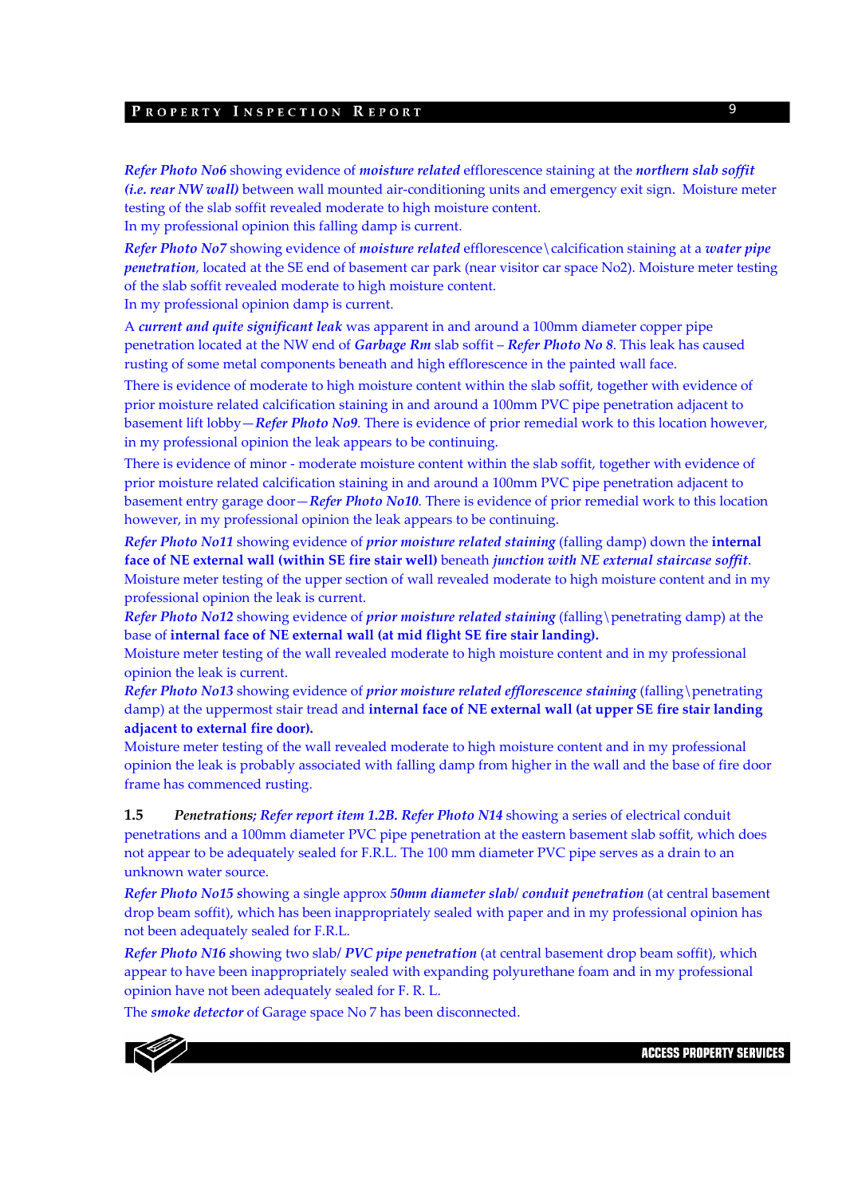*Refer Photo No6* showing evidence of ***moisture related*** efflorescence staining at the ***northern slab soffit (i.e. rear NW wall)*** between wall mounted air-conditioning units and emergency exit sign. Moisture meter testing of the slab soffit revealed moderate to high moisture content.
In my professional opinion this falling damp is current.

*Refer Photo No7* showing evidence of ***moisture related*** efflorescence\calcification staining at a ***water pipe penetration***, located at the SE end of basement car park (near visitor car space No2). Moisture meter testing of the slab soffit revealed moderate to high moisture content.
In my professional opinion damp is current.

A ***current and quite significant leak*** was apparent in and around a 100mm diameter copper pipe penetration located at the NW end of ***Garbage Rm*** slab soffit – ***Refer Photo No 8***. This leak has caused rusting of some metal components beneath and high efflorescence in the painted wall face.

There is evidence of moderate to high moisture content within the slab soffit, together with evidence of prior moisture related calcification staining in and around a 100mm PVC pipe penetration adjacent to basement lift lobby—***Refer Photo No9***. There is evidence of prior remedial work to this location however, in my professional opinion the leak appears to be continuing.

There is evidence of minor - moderate moisture content within the slab soffit, together with evidence of prior moisture related calcification staining in and around a 100mm PVC pipe penetration adjacent to basement entry garage door—***Refer Photo No10***. There is evidence of prior remedial work to this location however, in my professional opinion the leak appears to be continuing.

*Refer Photo No11* showing evidence of ***prior moisture related staining*** (falling damp) down the **internal face of NE external wall (within SE fire stair well)** beneath ***junction with NE external staircase soffit***.
Moisture meter testing of the upper section of wall revealed moderate to high moisture content and in my professional opinion the leak is current.

*Refer Photo No12* showing evidence of ***prior moisture related staining*** (falling\penetrating damp) at the base of **internal face of NE external wall (at mid flight SE fire stair landing).**
Moisture meter testing of the wall revealed moderate to high moisture content and in my professional opinion the leak is current.

*Refer Photo No13* showing evidence of ***prior moisture related efflorescence staining*** (falling\penetrating damp) at the uppermost stair tread and **internal face of NE external wall (at upper SE fire stair landing adjacent to external fire door).**
Moisture meter testing of the wall revealed moderate to high moisture content and in my professional opinion the leak is probably associated with falling damp from higher in the wall and the base of fire door frame has commenced rusting.

**1.5** *Penetrations;* ***Refer report item 1.2B. Refer Photo N14*** showing a series of electrical conduit penetrations and a 100mm diameter PVC pipe penetration at the eastern basement slab soffit, which does not appear to be adequately sealed for F.R.L. The 100 mm diameter PVC pipe serves as a drain to an unknown water source.

*Refer Photo No15 s*howing a single approx ***50mm diameter slab/ conduit penetration*** (at central basement drop beam soffit), which has been inappropriately sealed with paper and in my professional opinion has not been adequately sealed for F.R.L.

***Refer Photo N16*** showing two slab/ ***PVC pipe penetration*** (at central basement drop beam soffit), which appear to have been inappropriately sealed with expanding polyurethane foam and in my professional opinion have not been adequately sealed for F. R. L.

The ***smoke detector*** of Garage space No 7 has been disconnected.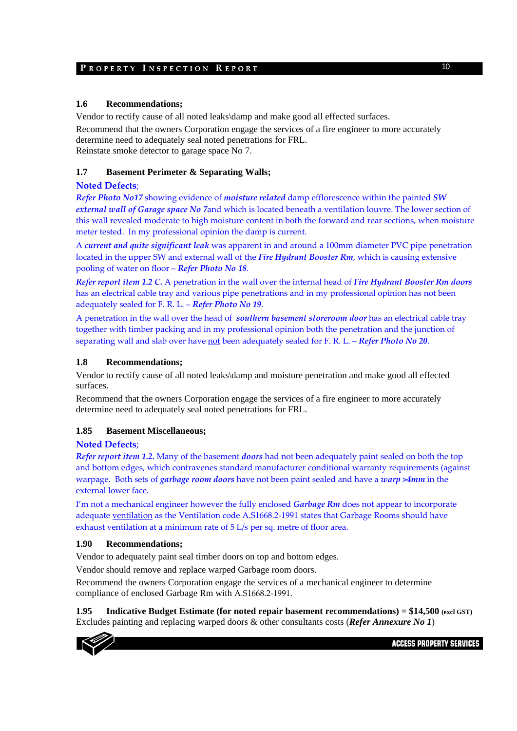### 1.6 Recommendations;

Vendor to rectify cause of all noted leaks\damp and make good all effected surfaces.

Recommend that the owners Corporation engage the services of a fire engineer to more accurately determine need to adequately seal noted penetrations for FRL.
Reinstate smoke detector to garage space No 7.

### 1.7 Basement Perimeter & Separating Walls;

**Noted Defects;**

***Refer Photo No17*** showing evidence of ***moisture related*** damp efflorescence within the painted ***SW external wall of Garage space No 7***and which is located beneath a ventilation louvre. The lower section of this wall revealed moderate to high moisture content in both the forward and rear sections, when moisture meter tested. In my professional opinion the damp is current.

A ***current and quite significant leak*** was apparent in and around a 100mm diameter PVC pipe penetration located in the upper SW and external wall of the ***Fire Hydrant Booster Rm***, which is causing extensive pooling of water on floor – ***Refer Photo No 18***.

***Refer report item 1.2 C.*** A penetration in the wall over the internal head of ***Fire Hydrant Booster Rm doors*** has an electrical cable tray and various pipe penetrations and in my professional opinion has <u>not</u> been adequately sealed for F. R. L. – ***Refer Photo No 19***.

A penetration in the wall over the head of ***southern basement storeroom door*** has an electrical cable tray together with timber packing and in my professional opinion both the penetration and the junction of separating wall and slab over have <u>not</u> been adequately sealed for F. R. L. – ***Refer Photo No 20***.

### 1.8 Recommendations;

Vendor to rectify cause of all noted leaks\damp and moisture penetration and make good all effected surfaces.

Recommend that the owners Corporation engage the services of a fire engineer to more accurately determine need to adequately seal noted penetrations for FRL.

### 1.85 Basement Miscellaneous;

**Noted Defects;**

***Refer report item 1.2.*** Many of the basement ***doors*** had not been adequately paint sealed on both the top and bottom edges, which contravenes standard manufacturer conditional warranty requirements (against warpage. Both sets of ***garbage room doors*** have not been paint sealed and have a ***warp >4mm*** in the external lower face.

I'm not a mechanical engineer however the fully enclosed ***Garbage Rm*** does <u>not</u> appear to incorporate adequate <u>ventilation</u> as the Ventilation code A.S1668.2-1991 states that Garbage Rooms should have exhaust ventilation at a minimum rate of 5 L/s per sq. metre of floor area.

### 1.90 Recommendations;

Vendor to adequately paint seal timber doors on top and bottom edges.

Vendor should remove and replace warped Garbage room doors.

Recommend the owners Corporation engage the services of a mechanical engineer to determine compliance of enclosed Garbage Rm with A.S1668.2-1991.

**1.95 Indicative Budget Estimate (for noted repair basement recommendations) = $14,500** (excl GST)
Excludes painting and replacing warped doors & other consultants costs (***Refer Annexure No 1***)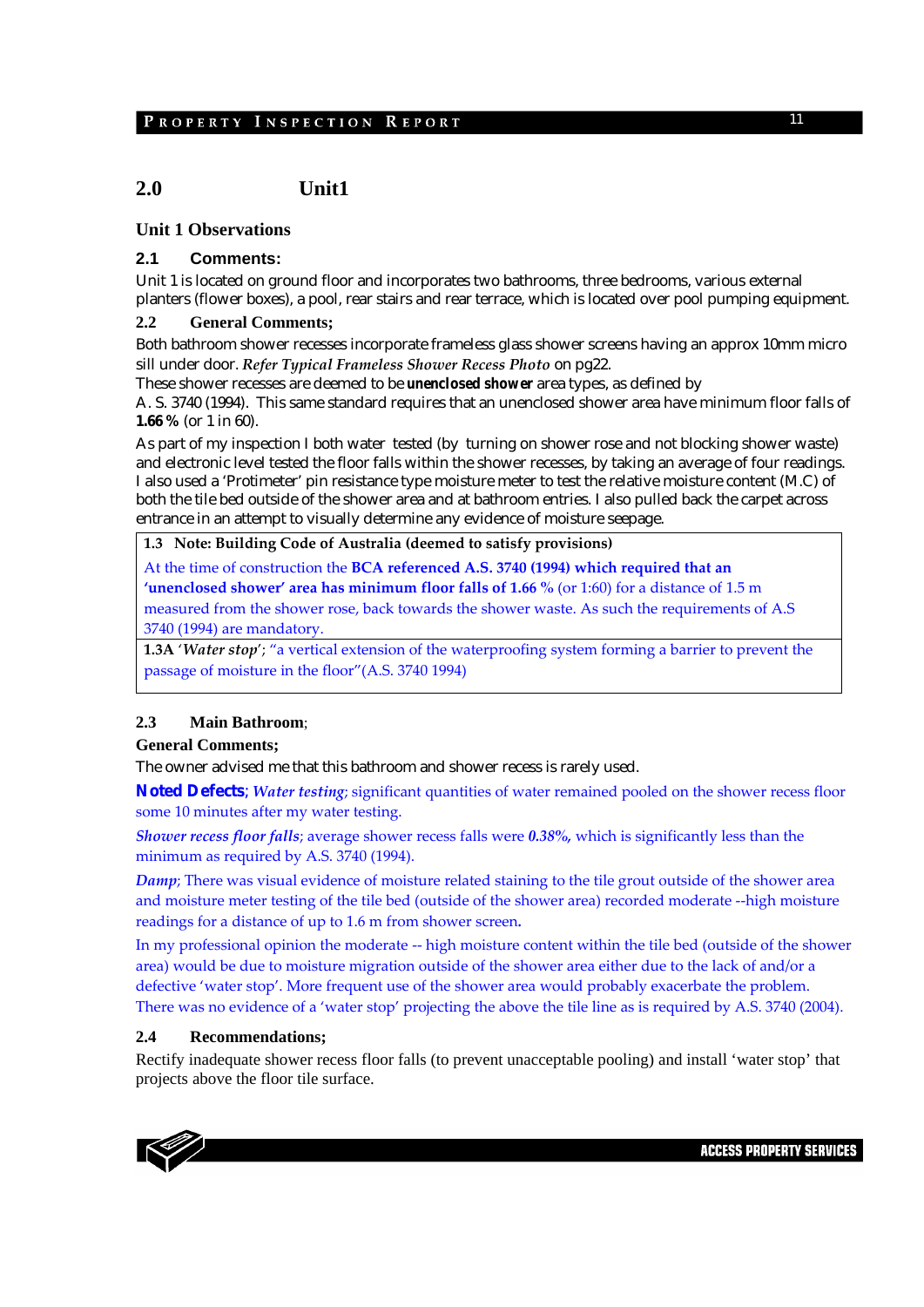## 2.0 Unit1

### Unit 1 Observations

### 2.1 Comments:

Unit 1 is located on ground floor and incorporates two bathrooms, three bedrooms, various external planters (flower boxes), a pool, rear stairs and rear terrace, which is located over pool pumping equipment.

### 2.2 General Comments;

Both bathroom shower recesses incorporate frameless glass shower screens having an approx 10mm micro sill under door. *Refer Typical Frameless Shower Recess Photo* on pg22.
These shower recesses are deemed to be **unenclosed shower** area types, as defined by
A. S. 3740 (1994). This same standard requires that an unenclosed shower area have minimum floor falls of **1.66 %** (or 1 in 60).

As part of my inspection I both water tested (by turning on shower rose and not blocking shower waste) and electronic level tested the floor falls within the shower recesses, by taking an average of four readings. I also used a 'Protimeter' pin resistance type moisture meter to test the relative moisture content (M.C) of both the tile bed outside of the shower area and at bathroom entries. I also pulled back the carpet across entrance in an attempt to visually determine any evidence of moisture seepage.

| **1.3 Note: Building Code of Australia (deemed to satisfy provisions)** |
|---|
| At the time of construction the **BCA referenced A.S. 3740 (1994) which required that an 'unenclosed shower' area has minimum floor falls of 1.66 %** (or 1:60) for a distance of 1.5 m measured from the shower rose, back towards the shower waste. As such the requirements of A.S 3740 (1994) are mandatory. |
| **1.3A** '*Water stop*'; "a vertical extension of the waterproofing system forming a barrier to prevent the passage of moisture in the floor"(A.S. 3740 1994) |

### 2.3 Main Bathroom;

**General Comments;**

The owner advised me that this bathroom and shower recess is rarely used.

**Noted Defects**; ***Water testing***; significant quantities of water remained pooled on the shower recess floor some 10 minutes after my water testing.

***Shower recess floor falls***; average shower recess falls were ***0.38%,*** which is significantly less than the minimum as required by A.S. 3740 (1994).

***Damp***; There was visual evidence of moisture related staining to the tile grout outside of the shower area and moisture meter testing of the tile bed (outside of the shower area) recorded moderate --high moisture readings for a distance of up to 1.6 m from shower screen**.**

In my professional opinion the moderate -- high moisture content within the tile bed (outside of the shower area) would be due to moisture migration outside of the shower area either due to the lack of and/or a defective 'water stop'. More frequent use of the shower area would probably exacerbate the problem. There was no evidence of a 'water stop' projecting the above the tile line as is required by A.S. 3740 (2004).

### 2.4 Recommendations;

Rectify inadequate shower recess floor falls (to prevent unacceptable pooling) and install 'water stop' that projects above the floor tile surface.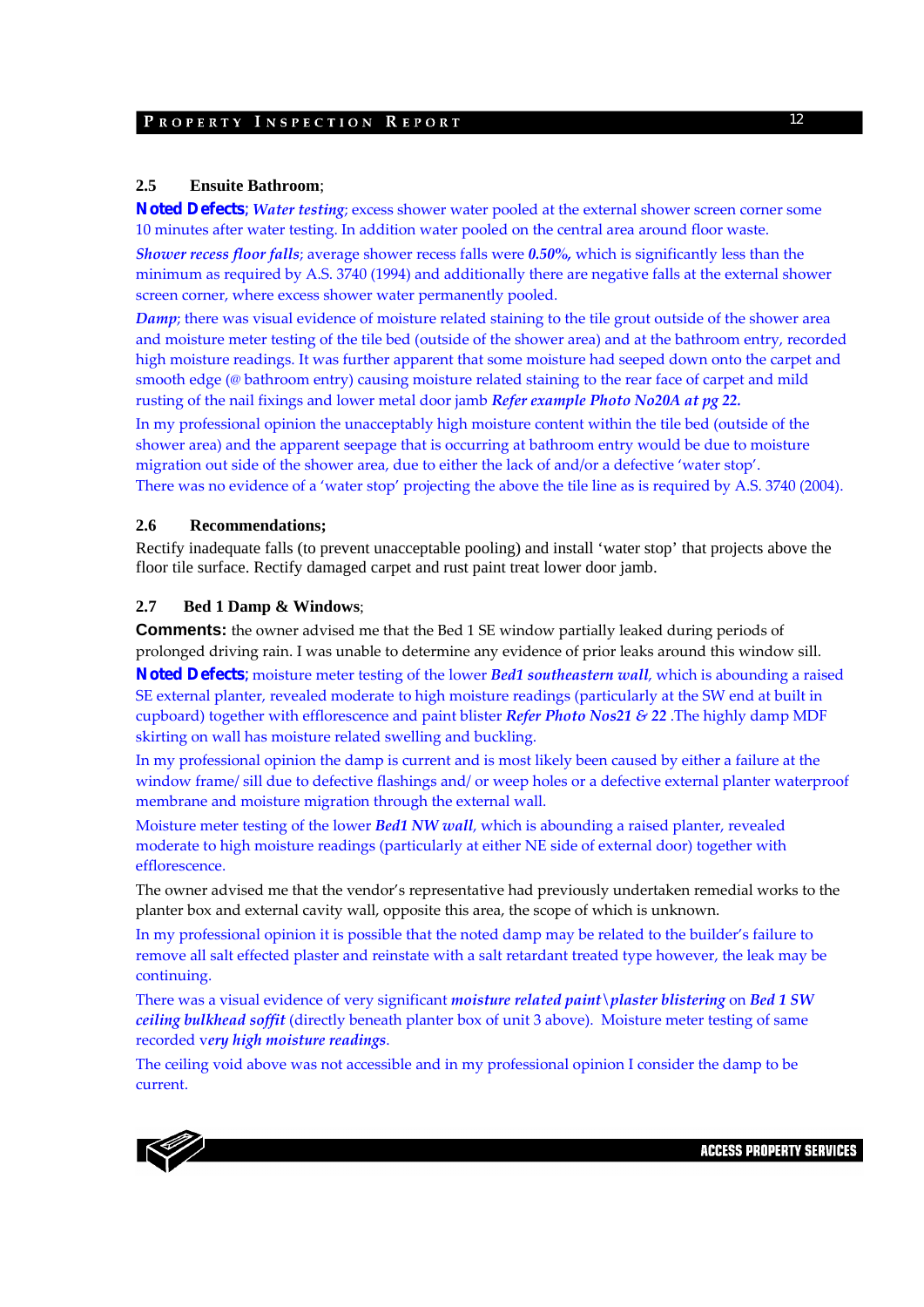### 2.5 Ensuite Bathroom;

**Noted Defects;** ***Water testing***; excess shower water pooled at the external shower screen corner some 10 minutes after water testing. In addition water pooled on the central area around floor waste.

***Shower recess floor falls***; average shower recess falls were ***0.50%,*** which is significantly less than the minimum as required by A.S. 3740 (1994) and additionally there are negative falls at the external shower screen corner, where excess shower water permanently pooled.

***Damp***; there was visual evidence of moisture related staining to the tile grout outside of the shower area and moisture meter testing of the tile bed (outside of the shower area) and at the bathroom entry, recorded high moisture readings. It was further apparent that some moisture had seeped down onto the carpet and smooth edge (@ bathroom entry) causing moisture related staining to the rear face of carpet and mild rusting of the nail fixings and lower metal door jamb ***Refer example Photo No20A at pg 22.***

In my professional opinion the unacceptably high moisture content within the tile bed (outside of the shower area) and the apparent seepage that is occurring at bathroom entry would be due to moisture migration out side of the shower area, due to either the lack of and/or a defective 'water stop'.
There was no evidence of a 'water stop' projecting the above the tile line as is required by A.S. 3740 (2004).

### 2.6 Recommendations;

Rectify inadequate falls (to prevent unacceptable pooling) and install 'water stop' that projects above the floor tile surface. Rectify damaged carpet and rust paint treat lower door jamb.

### 2.7 Bed 1 Damp & Windows;

**Comments:** the owner advised me that the Bed 1 SE window partially leaked during periods of prolonged driving rain. I was unable to determine any evidence of prior leaks around this window sill.

**Noted Defects;** moisture meter testing of the lower ***Bed1 southeastern wall***, which is abounding a raised SE external planter, revealed moderate to high moisture readings (particularly at the SW end at built in cupboard) together with efflorescence and paint blister ***Refer Photo Nos21 & 22*** .The highly damp MDF skirting on wall has moisture related swelling and buckling.

In my professional opinion the damp is current and is most likely been caused by either a failure at the window frame/ sill due to defective flashings and/ or weep holes or a defective external planter waterproof membrane and moisture migration through the external wall.

Moisture meter testing of the lower ***Bed1 NW wall***, which is abounding a raised planter, revealed moderate to high moisture readings (particularly at either NE side of external door) together with efflorescence.

The owner advised me that the vendor's representative had previously undertaken remedial works to the planter box and external cavity wall, opposite this area, the scope of which is unknown.

In my professional opinion it is possible that the noted damp may be related to the builder's failure to remove all salt effected plaster and reinstate with a salt retardant treated type however, the leak may be continuing.

There was a visual evidence of very significant ***moisture related paint\plaster blistering*** on ***Bed 1 SW ceiling bulkhead soffit*** (directly beneath planter box of unit 3 above). Moisture meter testing of same recorded v***ery high moisture readings***.

The ceiling void above was not accessible and in my professional opinion I consider the damp to be current.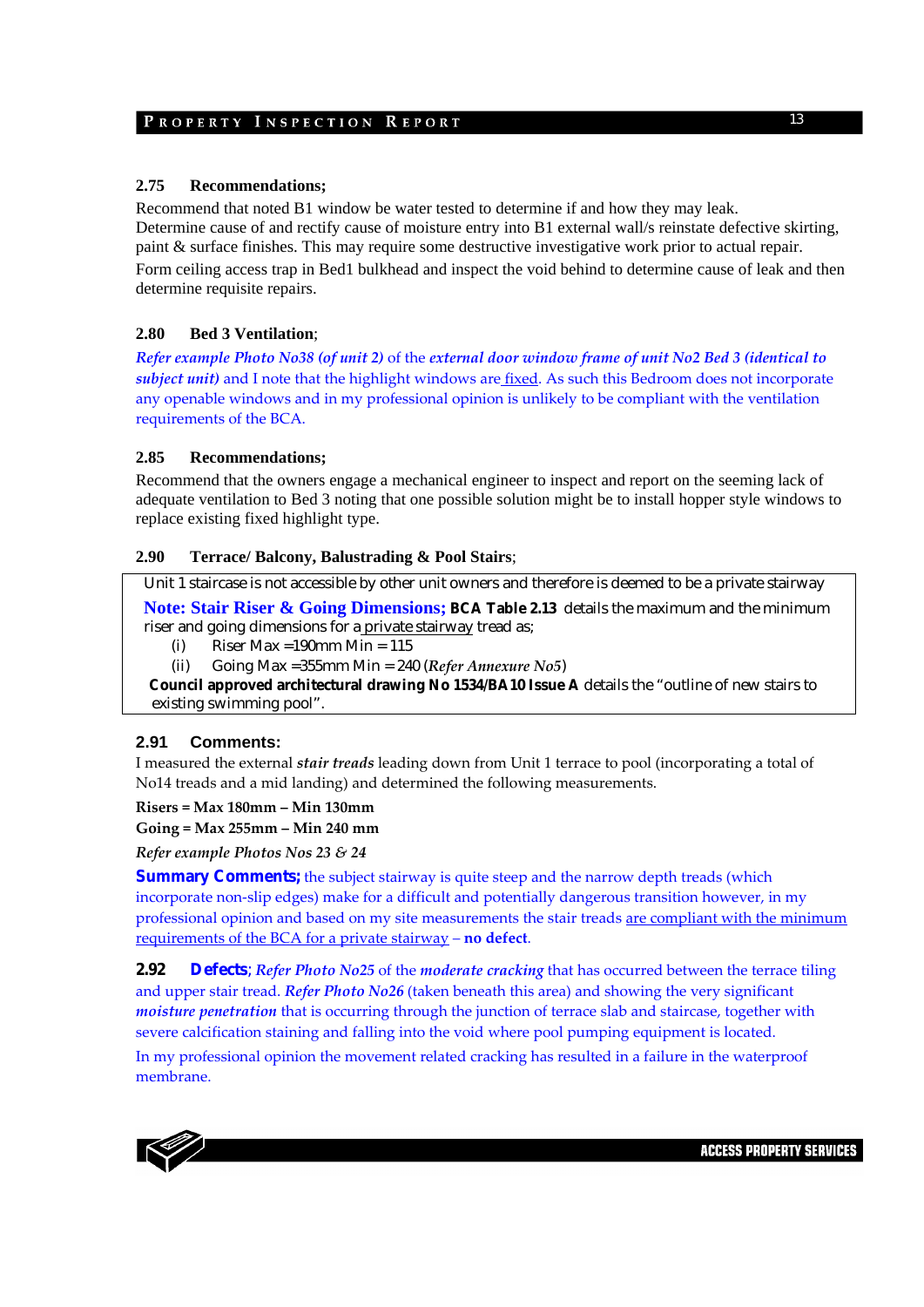### 2.75 Recommendations;

Recommend that noted B1 window be water tested to determine if and how they may leak.
Determine cause of and rectify cause of moisture entry into B1 external wall/s reinstate defective skirting, paint & surface finishes. This may require some destructive investigative work prior to actual repair.

Form ceiling access trap in Bed1 bulkhead and inspect the void behind to determine cause of leak and then determine requisite repairs.

### 2.80 Bed 3 Ventilation;

*Refer example Photo No38 (of unit 2)* of the ***external door window frame of unit No2 Bed 3 (identical to subject unit)*** and I note that the highlight windows are fixed. As such this Bedroom does not incorporate any openable windows and in my professional opinion is unlikely to be compliant with the ventilation requirements of the BCA.

### 2.85 Recommendations;

Recommend that the owners engage a mechanical engineer to inspect and report on the seeming lack of adequate ventilation to Bed 3 noting that one possible solution might be to install hopper style windows to replace existing fixed highlight type.

### 2.90 Terrace/ Balcony, Balustrading & Pool Stairs;

Unit 1 staircase is not accessible by other unit owners and therefore is deemed to be a private stairway

**Note: Stair Riser & Going Dimensions; BCA Table 2.13** details the maximum and the minimum riser and going dimensions for a private stairway tread as;

(i) Riser Max =190mm Min = 115

(ii) Going Max =355mm Min = 240 (*Refer Annexure No5*)

**Council approved architectural drawing No 1534/BA10 Issue A** details the "outline of new stairs to existing swimming pool".

### 2.91 Comments:

I measured the external ***stair treads*** leading down from Unit 1 terrace to pool (incorporating a total of No14 treads and a mid landing) and determined the following measurements.

**Risers = Max 180mm – Min 130mm**

**Going = Max 255mm – Min 240 mm**

*Refer example Photos Nos 23 & 24*

**Summary Comments;** the subject stairway is quite steep and the narrow depth treads (which incorporate non-slip edges) make for a difficult and potentially dangerous transition however, in my professional opinion and based on my site measurements the stair treads are compliant with the minimum requirements of the BCA for a private stairway – **no defect**.

### 2.92 Defects;

*Refer Photo No25* of the ***moderate cracking*** that has occurred between the terrace tiling and upper stair tread. *Refer Photo No26* (taken beneath this area) and showing the very significant ***moisture penetration*** that is occurring through the junction of terrace slab and staircase, together with severe calcification staining and falling into the void where pool pumping equipment is located.

In my professional opinion the movement related cracking has resulted in a failure in the waterproof membrane.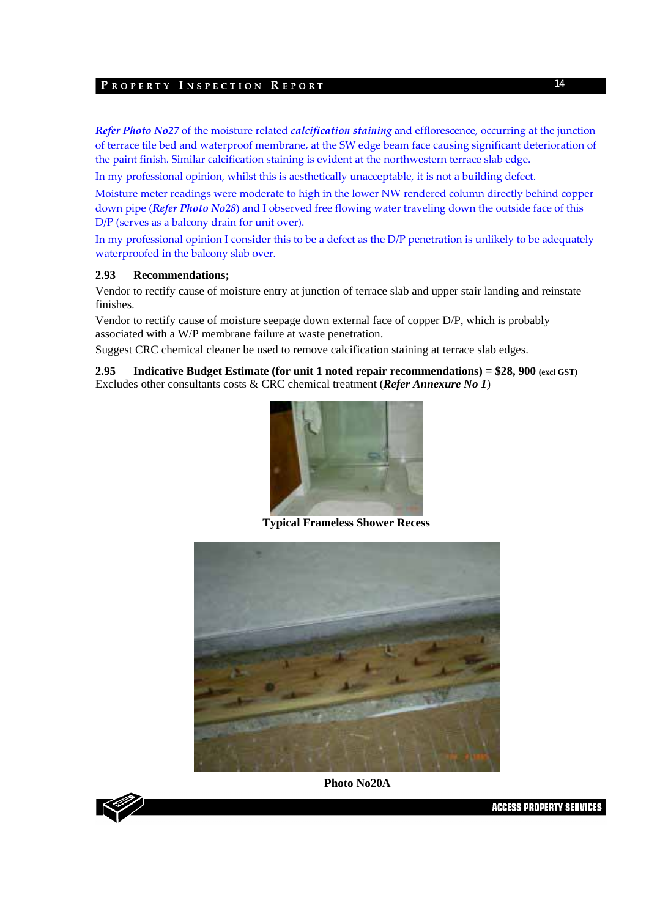*Refer Photo No27* of the moisture related ***calcification staining*** and efflorescence, occurring at the junction of terrace tile bed and waterproof membrane, at the SW edge beam face causing significant deterioration of the paint finish. Similar calcification staining is evident at the northwestern terrace slab edge.

In my professional opinion, whilst this is aesthetically unacceptable, it is not a building defect.

Moisture meter readings were moderate to high in the lower NW rendered column directly behind copper down pipe (***Refer Photo No28***) and I observed free flowing water traveling down the outside face of this D/P (serves as a balcony drain for unit over).

In my professional opinion I consider this to be a defect as the D/P penetration is unlikely to be adequately waterproofed in the balcony slab over.

**2.93 Recommendations;**

Vendor to rectify cause of moisture entry at junction of terrace slab and upper stair landing and reinstate finishes.

Vendor to rectify cause of moisture seepage down external face of copper D/P, which is probably associated with a W/P membrane failure at waste penetration.

Suggest CRC chemical cleaner be used to remove calcification staining at terrace slab edges.

**2.95 Indicative Budget Estimate (for unit 1 noted repair recommendations) = $28, 900** **(excl GST)**
Excludes other consultants costs & CRC chemical treatment (***Refer Annexure No 1***)

**Typical Frameless Shower Recess**

**Photo No20A**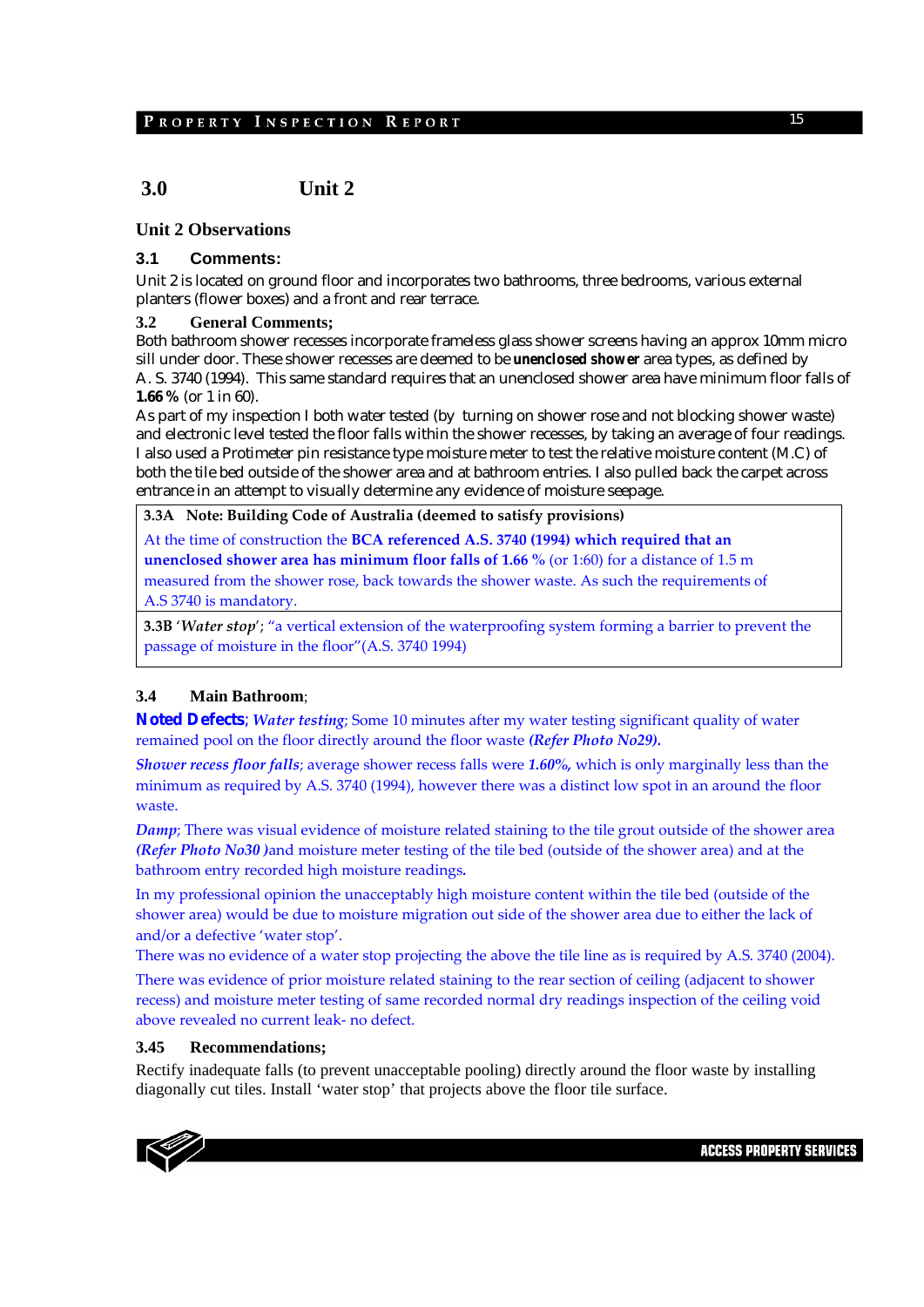# 3.0 Unit 2

## Unit 2 Observations

### 3.1 Comments:

Unit 2 is located on ground floor and incorporates two bathrooms, three bedrooms, various external planters (flower boxes) and a front and rear terrace.

### 3.2 General Comments;

Both bathroom shower recesses incorporate frameless glass shower screens having an approx 10mm micro sill under door. These shower recesses are deemed to be **unenclosed shower** area types, as defined by A. S. 3740 (1994). This same standard requires that an unenclosed shower area have minimum floor falls of **1.66 %** (or 1 in 60).

As part of my inspection I both water tested (by turning on shower rose and not blocking shower waste) and electronic level tested the floor falls within the shower recesses, by taking an average of four readings. I also used a Protimeter pin resistance type moisture meter to test the relative moisture content (M.C) of both the tile bed outside of the shower area and at bathroom entries. I also pulled back the carpet across entrance in an attempt to visually determine any evidence of moisture seepage.

**3.3A Note: Building Code of Australia (deemed to satisfy provisions)**

At the time of construction the **BCA referenced A.S. 3740 (1994) which required that an unenclosed shower area has minimum floor falls of 1.66 %** (or 1:60) for a distance of 1.5 m measured from the shower rose, back towards the shower waste. As such the requirements of A.S 3740 is mandatory.

**3.3B** '*Water stop*'; "a vertical extension of the waterproofing system forming a barrier to prevent the passage of moisture in the floor"(A.S. 3740 1994)

### 3.4 Main Bathroom;

**Noted Defects**; ***Water testing***; Some 10 minutes after my water testing significant quality of water remained pool on the floor directly around the floor waste ***(Refer Photo No29).***

***Shower recess floor falls***; average shower recess falls were ***1.60%,*** which is only marginally less than the minimum as required by A.S. 3740 (1994), however there was a distinct low spot in an around the floor waste.

***Damp***; There was visual evidence of moisture related staining to the tile grout outside of the shower area ***(Refer Photo No30 )***and moisture meter testing of the tile bed (outside of the shower area) and at the bathroom entry recorded high moisture readings**.**

In my professional opinion the unacceptably high moisture content within the tile bed (outside of the shower area) would be due to moisture migration out side of the shower area due to either the lack of and/or a defective 'water stop'.

There was no evidence of a water stop projecting the above the tile line as is required by A.S. 3740 (2004).

There was evidence of prior moisture related staining to the rear section of ceiling (adjacent to shower recess) and moisture meter testing of same recorded normal dry readings inspection of the ceiling void above revealed no current leak- no defect.

### 3.45 Recommendations;

Rectify inadequate falls (to prevent unacceptable pooling) directly around the floor waste by installing diagonally cut tiles. Install 'water stop' that projects above the floor tile surface.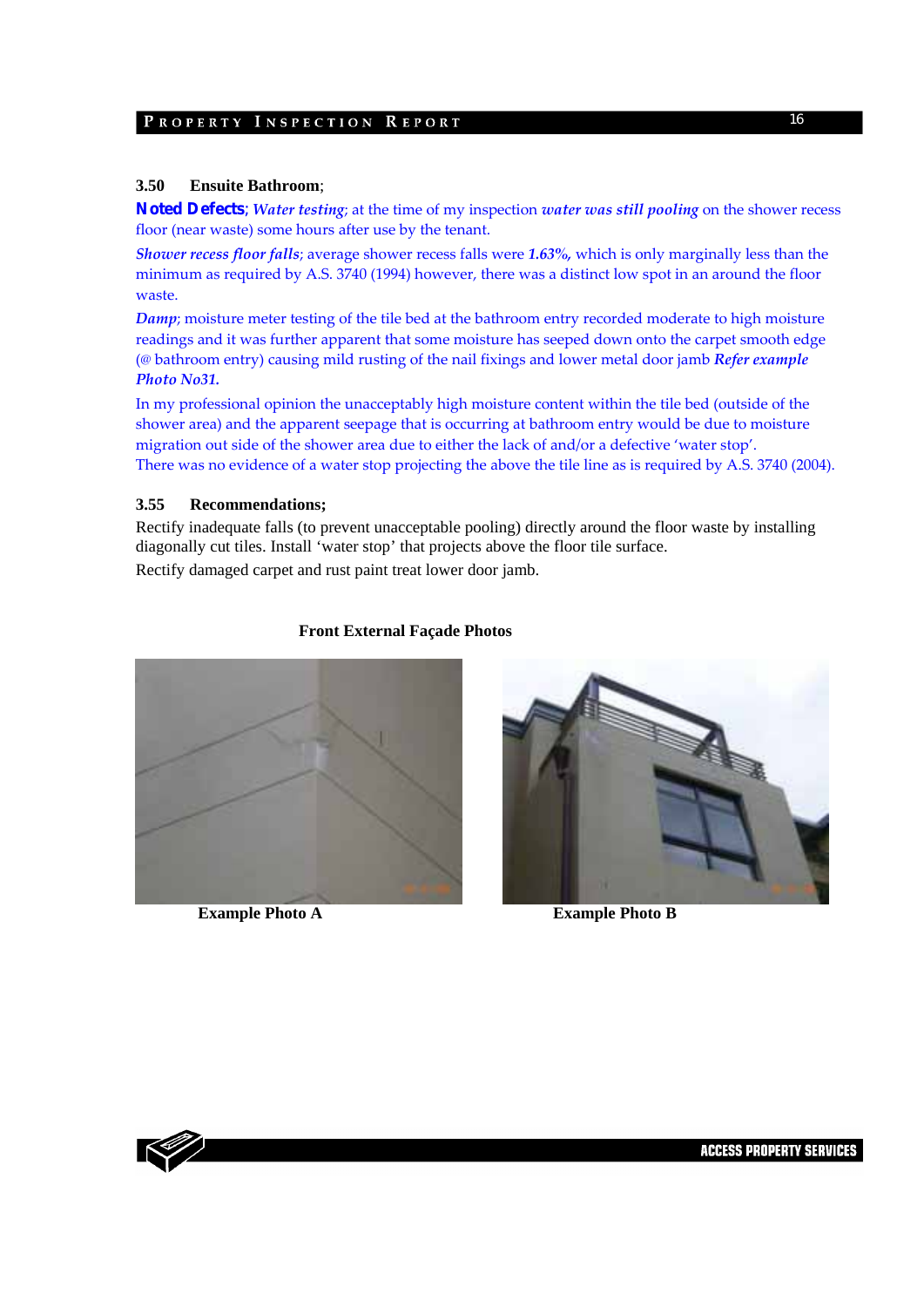### 3.50 Ensuite Bathroom;

**Noted Defects**; ***Water testing***; at the time of my inspection ***water was still pooling*** on the shower recess floor (near waste) some hours after use by the tenant.

***Shower recess floor falls***; average shower recess falls were ***1.63%,*** which is only marginally less than the minimum as required by A.S. 3740 (1994) however, there was a distinct low spot in an around the floor waste.

***Damp***; moisture meter testing of the tile bed at the bathroom entry recorded moderate to high moisture readings and it was further apparent that some moisture has seeped down onto the carpet smooth edge (@ bathroom entry) causing mild rusting of the nail fixings and lower metal door jamb ***Refer example Photo No31.***

In my professional opinion the unacceptably high moisture content within the tile bed (outside of the shower area) and the apparent seepage that is occurring at bathroom entry would be due to moisture migration out side of the shower area due to either the lack of and/or a defective 'water stop'.
There was no evidence of a water stop projecting the above the tile line as is required by A.S. 3740 (2004).

### 3.55 Recommendations;

Rectify inadequate falls (to prevent unacceptable pooling) directly around the floor waste by installing diagonally cut tiles. Install 'water stop' that projects above the floor tile surface.

Rectify damaged carpet and rust paint treat lower door jamb.

**Front External Façade Photos**

**Example Photo A**

**Example Photo B**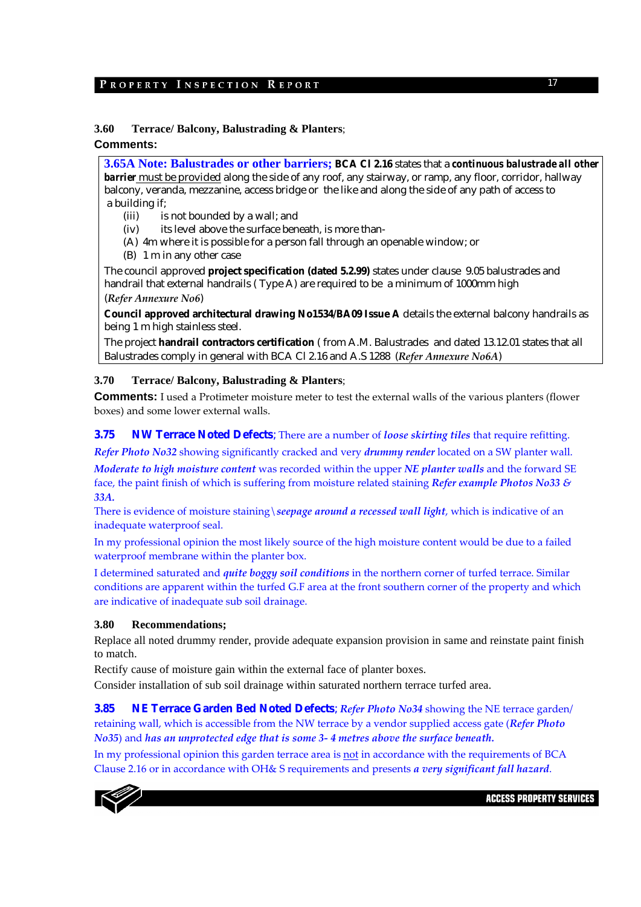**3.60 Terrace/ Balcony, Balustrading & Planters**;

**Comments:**

**3.65A Note: Balustrades or other barriers; BCA Cl 2.16** states that a ***continuous balustrade all other barrier*** must be provided along the side of any roof, any stairway, or ramp, any floor, corridor, hallway balcony, veranda, mezzanine, access bridge or the like and along the side of any path of access to a building if;

- (iii) is not bounded by a wall; and
- (iv) its level above the surface beneath, is more than-
  - (A) 4m where it is possible for a person fall through an openable window; or
  - (B) 1 m in any other case

The council approved **project specification (dated 5.2.99)** states under clause 9.05 balustrades and handrail that external handrails ( Type A ) are required to be a minimum of 1000mm high (*Refer Annexure No6*)

**Council approved architectural drawing No1534/BA09 Issue A** details the external balcony handrails as being 1 m high stainless steel.

The project **handrail contractors certification** ( from A.M. Balustrades and dated 13.12.01 states that all Balustrades comply in general with BCA Cl 2.16 and A.S 1288 (*Refer Annexure No6A*)

**3.70 Terrace/ Balcony, Balustrading & Planters**;

**Comments:** I used a Protimeter moisture meter to test the external walls of the various planters (flower boxes) and some lower external walls.

**3.75 NW Terrace Noted Defects**; There are a number of ***loose skirting tiles*** that require refitting.

***Refer Photo No32*** showing significantly cracked and very ***drummy render*** located on a SW planter wall.

***Moderate to high moisture content*** was recorded within the upper ***NE planter walls*** and the forward SE face, the paint finish of which is suffering from moisture related staining ***Refer example Photos No33 & 33A.***

There is evidence of moisture staining\ ***seepage around a recessed wall light***, which is indicative of an inadequate waterproof seal.

In my professional opinion the most likely source of the high moisture content would be due to a failed waterproof membrane within the planter box.

I determined saturated and ***quite boggy soil conditions*** in the northern corner of turfed terrace. Similar conditions are apparent within the turfed G.F area at the front southern corner of the property and which are indicative of inadequate sub soil drainage.

**3.80 Recommendations;**

Replace all noted drummy render, provide adequate expansion provision in same and reinstate paint finish to match.

Rectify cause of moisture gain within the external face of planter boxes.

Consider installation of sub soil drainage within saturated northern terrace turfed area.

**3.85 NE Terrace Garden Bed Noted Defects**; ***Refer Photo No34*** showing the NE terrace garden/ retaining wall, which is accessible from the NW terrace by a vendor supplied access gate (***Refer Photo No35***) and ***has an unprotected edge that is some 3- 4 metres above the surface beneath.***

In my professional opinion this garden terrace area is not in accordance with the requirements of BCA Clause 2.16 or in accordance with OH& S requirements and presents ***a very significant fall hazard***.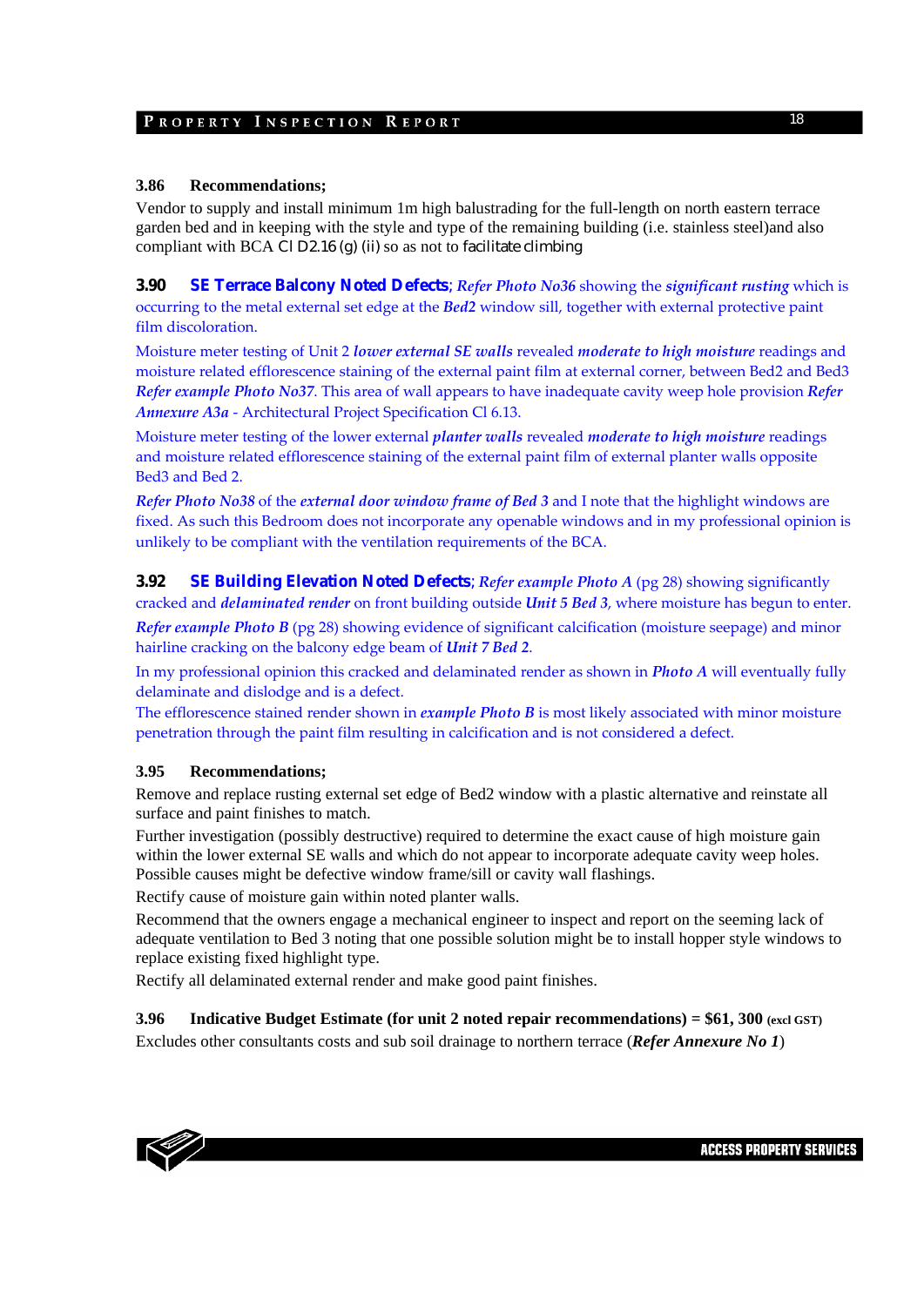**3.86 Recommendations;**

Vendor to supply and install minimum 1m high balustrading for the full-length on north eastern terrace garden bed and in keeping with the style and type of the remaining building (i.e. stainless steel)and also compliant with BCA Cl D2.16 (g) (ii) so as not to facilitate climbing

**3.90 SE Terrace Balcony Noted Defects**; *Refer Photo No36* showing the ***significant rusting*** which is occurring to the metal external set edge at the ***Bed2*** window sill, together with external protective paint film discoloration.

Moisture meter testing of Unit 2 ***lower external SE walls*** revealed ***moderate to high moisture*** readings and moisture related efflorescence staining of the external paint film at external corner, between Bed2 and Bed3 *Refer example Photo No37*. This area of wall appears to have inadequate cavity weep hole provision *Refer Annexure A3a* - Architectural Project Specification Cl 6.13.

Moisture meter testing of the lower external ***planter walls*** revealed ***moderate to high moisture*** readings and moisture related efflorescence staining of the external paint film of external planter walls opposite Bed3 and Bed 2.

*Refer Photo No38* of the ***external door window frame of Bed 3*** and I note that the highlight windows are fixed. As such this Bedroom does not incorporate any openable windows and in my professional opinion is unlikely to be compliant with the ventilation requirements of the BCA.

**3.92 SE Building Elevation Noted Defects**; *Refer example Photo A* (pg 28) showing significantly cracked and ***delaminated render*** on front building outside ***Unit 5 Bed 3***, where moisture has begun to enter.

*Refer example Photo B* (pg 28) showing evidence of significant calcification (moisture seepage) and minor hairline cracking on the balcony edge beam of ***Unit 7 Bed 2***.

In my professional opinion this cracked and delaminated render as shown in ***Photo A*** will eventually fully delaminate and dislodge and is a defect.

The efflorescence stained render shown in ***example Photo B*** is most likely associated with minor moisture penetration through the paint film resulting in calcification and is not considered a defect.

**3.95 Recommendations;**

Remove and replace rusting external set edge of Bed2 window with a plastic alternative and reinstate all surface and paint finishes to match.

Further investigation (possibly destructive) required to determine the exact cause of high moisture gain within the lower external SE walls and which do not appear to incorporate adequate cavity weep holes. Possible causes might be defective window frame/sill or cavity wall flashings.

Rectify cause of moisture gain within noted planter walls.

Recommend that the owners engage a mechanical engineer to inspect and report on the seeming lack of adequate ventilation to Bed 3 noting that one possible solution might be to install hopper style windows to replace existing fixed highlight type.

Rectify all delaminated external render and make good paint finishes.

**3.96 Indicative Budget Estimate (for unit 2 noted repair recommendations) = $61, 300 (excl GST)**

Excludes other consultants costs and sub soil drainage to northern terrace (***Refer Annexure No 1***)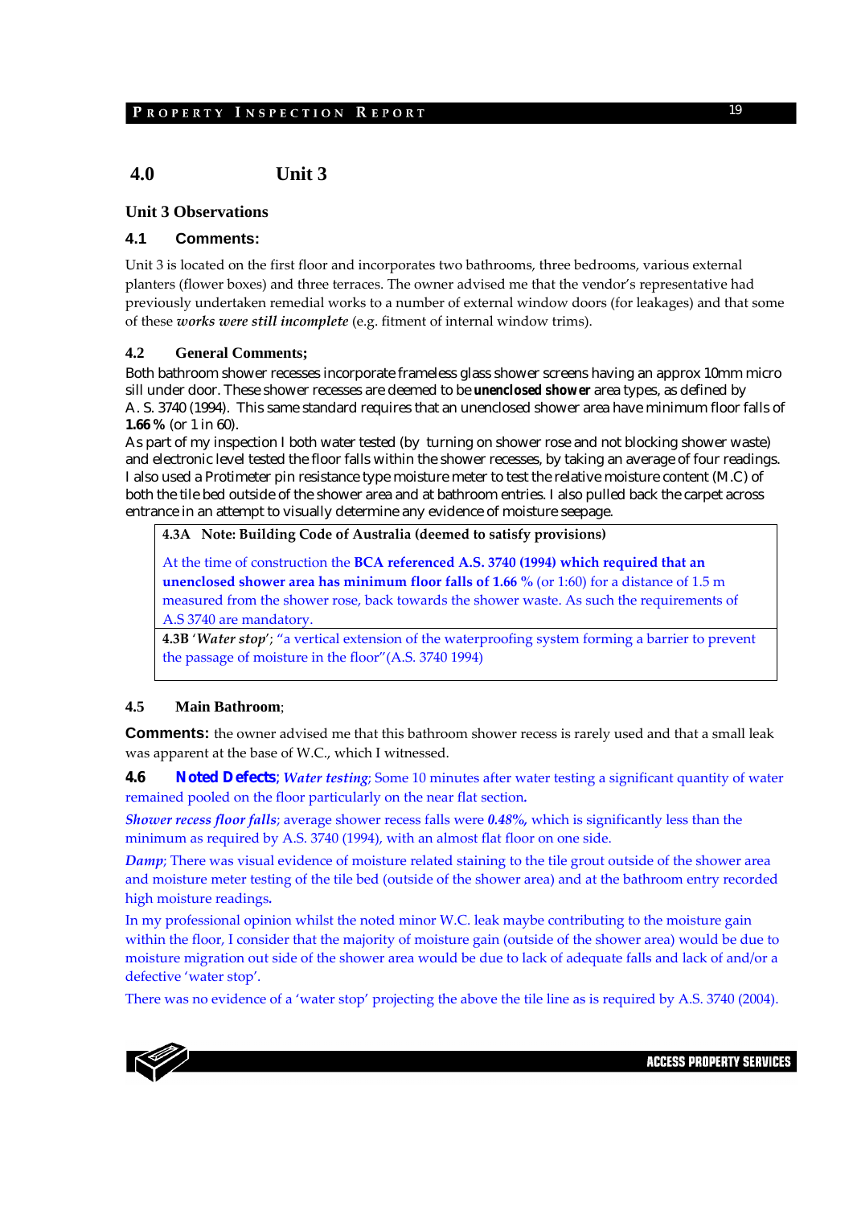## 4.0 Unit 3

### Unit 3 Observations

### 4.1 Comments:

Unit 3 is located on the first floor and incorporates two bathrooms, three bedrooms, various external planters (flower boxes) and three terraces. The owner advised me that the vendor's representative had previously undertaken remedial works to a number of external window doors (for leakages) and that some of these *works were still incomplete* (e.g. fitment of internal window trims).

### 4.2 General Comments;

Both bathroom shower recesses incorporate frameless glass shower screens having an approx 10mm micro sill under door. These shower recesses are deemed to be **unenclosed shower** area types, as defined by A. S. 3740 (1994). This same standard requires that an unenclosed shower area have minimum floor falls of **1.66 %** (or 1 in 60).

As part of my inspection I both water tested (by turning on shower rose and not blocking shower waste) and electronic level tested the floor falls within the shower recesses, by taking an average of four readings. I also used a Protimeter pin resistance type moisture meter to test the relative moisture content (M.C) of both the tile bed outside of the shower area and at bathroom entries. I also pulled back the carpet across entrance in an attempt to visually determine any evidence of moisture seepage.

| **4.3A Note: Building Code of Australia (deemed to satisfy provisions)** |
|---|
| At the time of construction the **BCA referenced A.S. 3740 (1994) which required that an unenclosed shower area has minimum floor falls of 1.66 %** (or 1:60) for a distance of 1.5 m measured from the shower rose, back towards the shower waste. As such the requirements of A.S 3740 are mandatory. |
| **4.3B** '*Water stop*'; "a vertical extension of the waterproofing system forming a barrier to prevent the passage of moisture in the floor"(A.S. 3740 1994) |

### 4.5 Main Bathroom;

**Comments:** the owner advised me that this bathroom shower recess is rarely used and that a small leak was apparent at the base of W.C., which I witnessed.

**4.6 Noted Defects**; *Water testing*; Some 10 minutes after water testing a significant quantity of water remained pooled on the floor particularly on the near flat section.

*Shower recess floor falls*; average shower recess falls were ***0.48%,*** which is significantly less than the minimum as required by A.S. 3740 (1994), with an almost flat floor on one side.

*Damp*; There was visual evidence of moisture related staining to the tile grout outside of the shower area and moisture meter testing of the tile bed (outside of the shower area) and at the bathroom entry recorded high moisture readings.

In my professional opinion whilst the noted minor W.C. leak maybe contributing to the moisture gain within the floor, I consider that the majority of moisture gain (outside of the shower area) would be due to moisture migration out side of the shower area would be due to lack of adequate falls and lack of and/or a defective 'water stop'.

There was no evidence of a 'water stop' projecting the above the tile line as is required by A.S. 3740 (2004).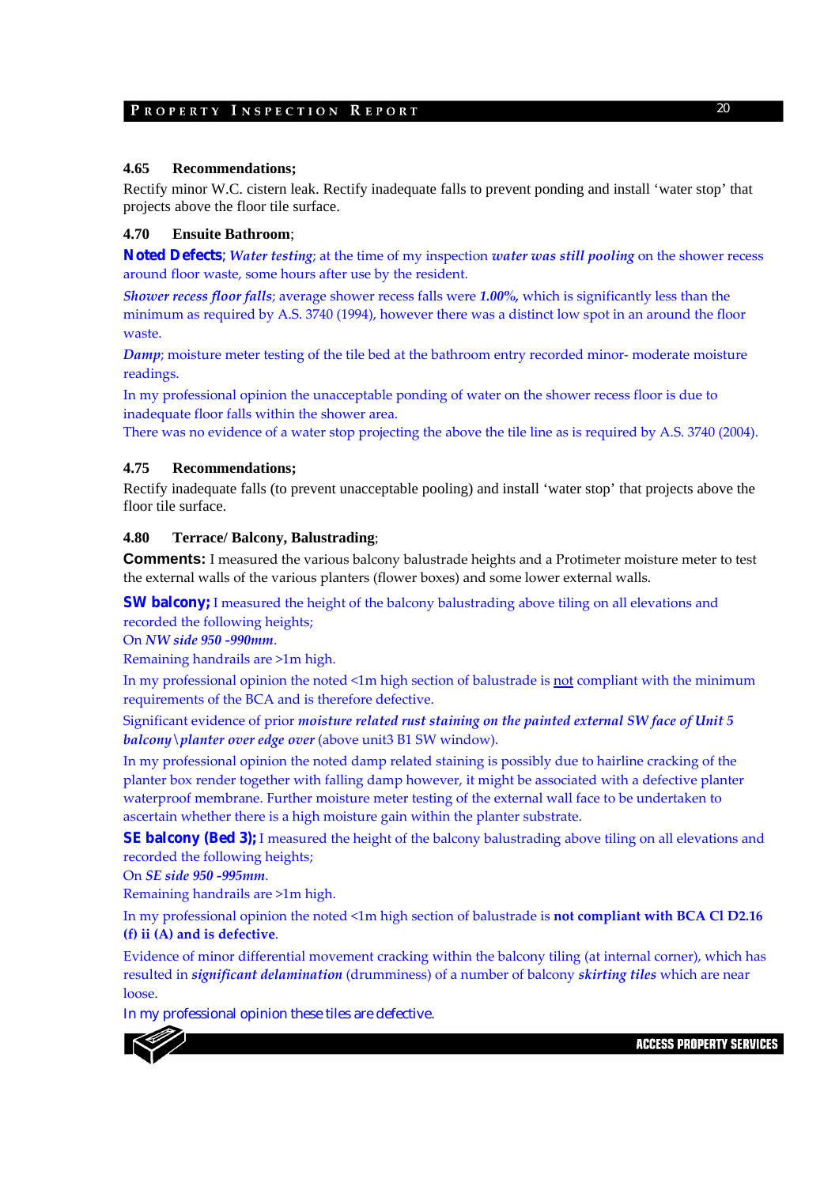### 4.65 Recommendations;

Rectify minor W.C. cistern leak. Rectify inadequate falls to prevent ponding and install 'water stop' that projects above the floor tile surface.

### 4.70 Ensuite Bathroom;

**Noted Defects**; ***Water testing***; at the time of my inspection ***water was still pooling*** on the shower recess around floor waste, some hours after use by the resident.

***Shower recess floor falls***; average shower recess falls were ***1.00%,*** which is significantly less than the minimum as required by A.S. 3740 (1994), however there was a distinct low spot in an around the floor waste.

***Damp***; moisture meter testing of the tile bed at the bathroom entry recorded minor- moderate moisture readings.

In my professional opinion the unacceptable ponding of water on the shower recess floor is due to inadequate floor falls within the shower area.

There was no evidence of a water stop projecting the above the tile line as is required by A.S. 3740 (2004).

### 4.75 Recommendations;

Rectify inadequate falls (to prevent unacceptable pooling) and install 'water stop' that projects above the floor tile surface.

### 4.80 Terrace/ Balcony, Balustrading;

**Comments:** I measured the various balcony balustrade heights and a Protimeter moisture meter to test the external walls of the various planters (flower boxes) and some lower external walls.

**SW balcony;** I measured the height of the balcony balustrading above tiling on all elevations and recorded the following heights;

On ***NW side 950 -990mm***.

Remaining handrails are >1m high.

In my professional opinion the noted <1m high section of balustrade is not compliant with the minimum requirements of the BCA and is therefore defective.

Significant evidence of prior ***moisture related rust staining on the painted external SW face of Unit 5 balcony\planter over edge over*** (above unit3 B1 SW window).

In my professional opinion the noted damp related staining is possibly due to hairline cracking of the planter box render together with falling damp however, it might be associated with a defective planter waterproof membrane. Further moisture meter testing of the external wall face to be undertaken to ascertain whether there is a high moisture gain within the planter substrate.

**SE balcony (Bed 3);** I measured the height of the balcony balustrading above tiling on all elevations and recorded the following heights;

On ***SE side 950 -995mm***.

Remaining handrails are >1m high.

In my professional opinion the noted <1m high section of balustrade is **not compliant with BCA Cl D2.16 (f) ii (A) and is defective**.

Evidence of minor differential movement cracking within the balcony tiling (at internal corner), which has resulted in ***significant delamination*** (drumminess) of a number of balcony ***skirting tiles*** which are near loose.

In my professional opinion these tiles are defective.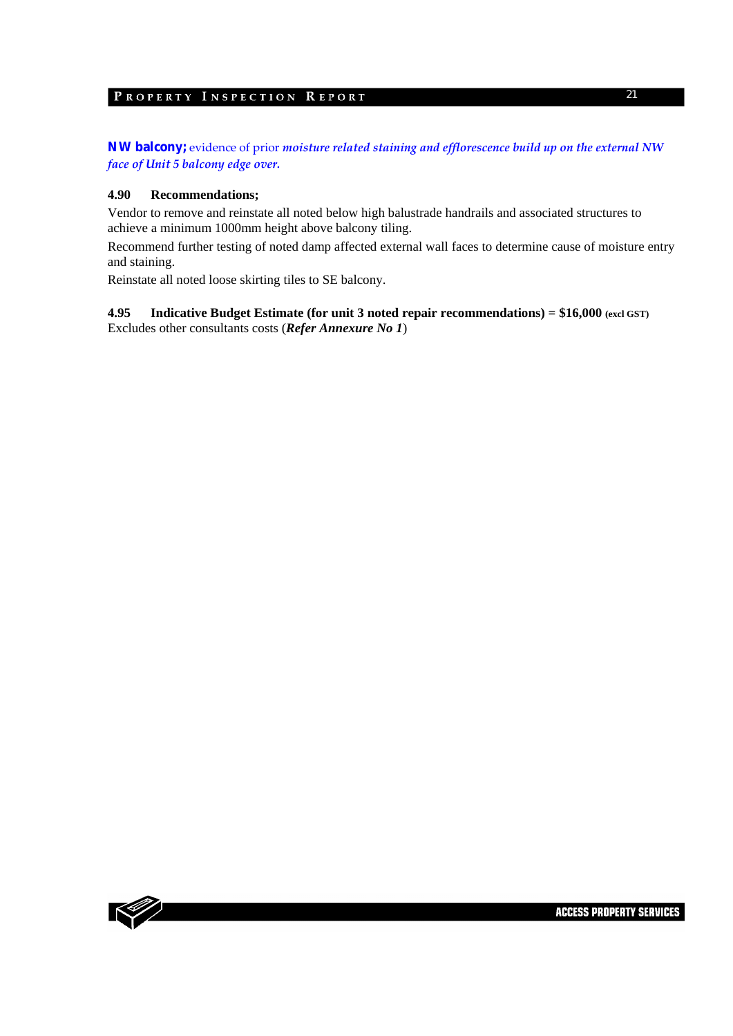**NW balcony;** evidence of prior ***moisture related staining and efflorescence build up on the external NW face of Unit 5 balcony edge over.***

**4.90 Recommendations;**

Vendor to remove and reinstate all noted below high balustrade handrails and associated structures to achieve a minimum 1000mm height above balcony tiling.

Recommend further testing of noted damp affected external wall faces to determine cause of moisture entry and staining.

Reinstate all noted loose skirting tiles to SE balcony.

**4.95 Indicative Budget Estimate (for unit 3 noted repair recommendations) = $16,000 (excl GST)**
Excludes other consultants costs (***Refer Annexure No 1***)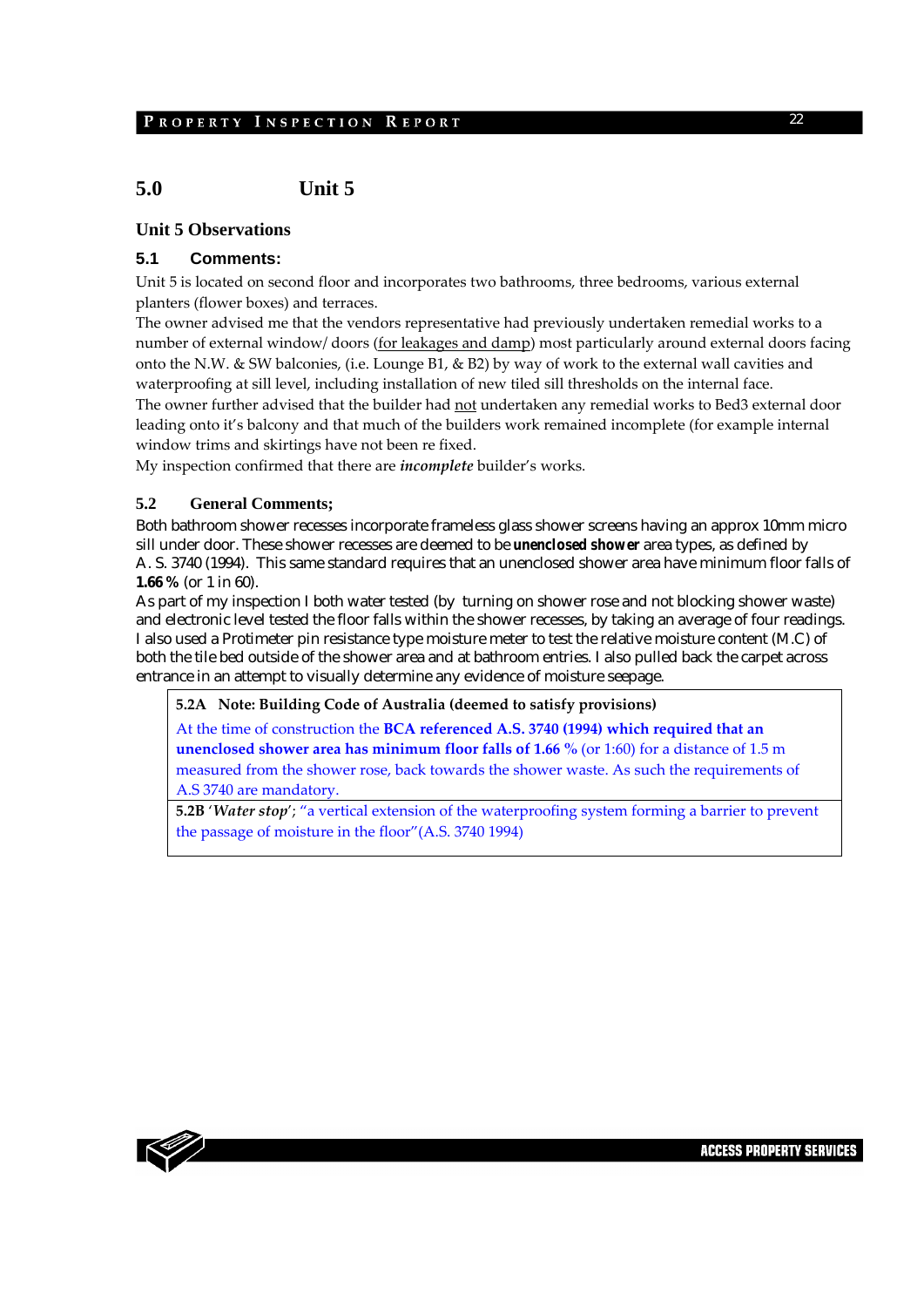## 5.0 Unit 5

### Unit 5 Observations

### 5.1 Comments:

Unit 5 is located on second floor and incorporates two bathrooms, three bedrooms, various external planters (flower boxes) and terraces.

The owner advised me that the vendors representative had previously undertaken remedial works to a number of external window/ doors (<u>for leakages and damp</u>) most particularly around external doors facing onto the N.W. & SW balconies, (i.e. Lounge B1, & B2) by way of work to the external wall cavities and waterproofing at sill level, including installation of new tiled sill thresholds on the internal face.

The owner further advised that the builder had <u>not</u> undertaken any remedial works to Bed3 external door leading onto it's balcony and that much of the builders work remained incomplete (for example internal window trims and skirtings have not been re fixed.

My inspection confirmed that there are ***incomplete*** builder's works.

### 5.2 General Comments;

Both bathroom shower recesses incorporate frameless glass shower screens having an approx 10mm micro sill under door. These shower recesses are deemed to be **unenclosed shower** area types, as defined by A. S. 3740 (1994). This same standard requires that an unenclosed shower area have minimum floor falls of **1.66 %** (or 1 in 60).

As part of my inspection I both water tested (by turning on shower rose and not blocking shower waste) and electronic level tested the floor falls within the shower recesses, by taking an average of four readings. I also used a Protimeter pin resistance type moisture meter to test the relative moisture content (M.C) of both the tile bed outside of the shower area and at bathroom entries. I also pulled back the carpet across entrance in an attempt to visually determine any evidence of moisture seepage.

| **5.2A Note: Building Code of Australia (deemed to satisfy provisions)** |
|---|
| At the time of construction the **BCA referenced A.S. 3740 (1994) which required that an unenclosed shower area has minimum floor falls of 1.66 %** (or 1:60) for a distance of 1.5 m measured from the shower rose, back towards the shower waste. As such the requirements of A.S 3740 are mandatory. |
| **5.2B** '***Water stop***'; "a vertical extension of the waterproofing system forming a barrier to prevent the passage of moisture in the floor"(A.S. 3740 1994) |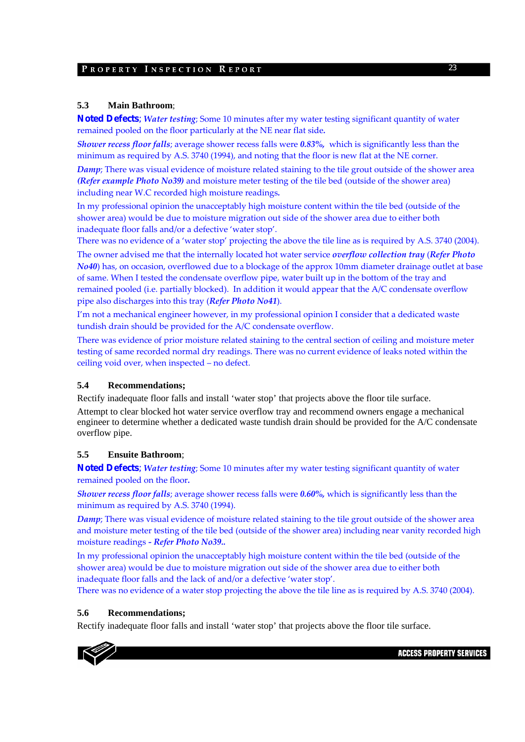### 5.3 Main Bathroom;

**Noted Defects**; ***Water testing***; Some 10 minutes after my water testing significant quantity of water remained pooled on the floor particularly at the NE near flat side**.**

***Shower recess floor falls***; average shower recess falls were ***0.83%,*** which is significantly less than the minimum as required by A.S. 3740 (1994), and noting that the floor is new flat at the NE corner.

***Damp***; There was visual evidence of moisture related staining to the tile grout outside of the shower area ***(Refer example Photo No39)*** and moisture meter testing of the tile bed (outside of the shower area) including near W.C recorded high moisture readings**.**

In my professional opinion the unacceptably high moisture content within the tile bed (outside of the shower area) would be due to moisture migration out side of the shower area due to either both inadequate floor falls and/or a defective 'water stop'.

There was no evidence of a 'water stop' projecting the above the tile line as is required by A.S. 3740 (2004).

The owner advised me that the internally located hot water service ***overflow collection tray*** (***Refer Photo No40***) has, on occasion, overflowed due to a blockage of the approx 10mm diameter drainage outlet at base of same. When I tested the condensate overflow pipe, water built up in the bottom of the tray and remained pooled (i.e. partially blocked). In addition it would appear that the A/C condensate overflow pipe also discharges into this tray (***Refer Photo No41***).

I'm not a mechanical engineer however, in my professional opinion I consider that a dedicated waste tundish drain should be provided for the A/C condensate overflow.

There was evidence of prior moisture related staining to the central section of ceiling and moisture meter testing of same recorded normal dry readings. There was no current evidence of leaks noted within the ceiling void over, when inspected – no defect.

### 5.4 Recommendations;

Rectify inadequate floor falls and install 'water stop' that projects above the floor tile surface.

Attempt to clear blocked hot water service overflow tray and recommend owners engage a mechanical engineer to determine whether a dedicated waste tundish drain should be provided for the A/C condensate overflow pipe.

### 5.5 Ensuite Bathroom;

**Noted Defects**; ***Water testing***; Some 10 minutes after my water testing significant quantity of water remained pooled on the floor**.**

***Shower recess floor falls***; average shower recess falls were ***0.60%,*** which is significantly less than the minimum as required by A.S. 3740 (1994).

***Damp***; There was visual evidence of moisture related staining to the tile grout outside of the shower area and moisture meter testing of the tile bed (outside of the shower area) including near vanity recorded high moisture readings - ***Refer Photo No39..***

In my professional opinion the unacceptably high moisture content within the tile bed (outside of the shower area) would be due to moisture migration out side of the shower area due to either both inadequate floor falls and the lack of and/or a defective 'water stop'.

There was no evidence of a water stop projecting the above the tile line as is required by A.S. 3740 (2004).

### 5.6 Recommendations;

Rectify inadequate floor falls and install 'water stop' that projects above the floor tile surface.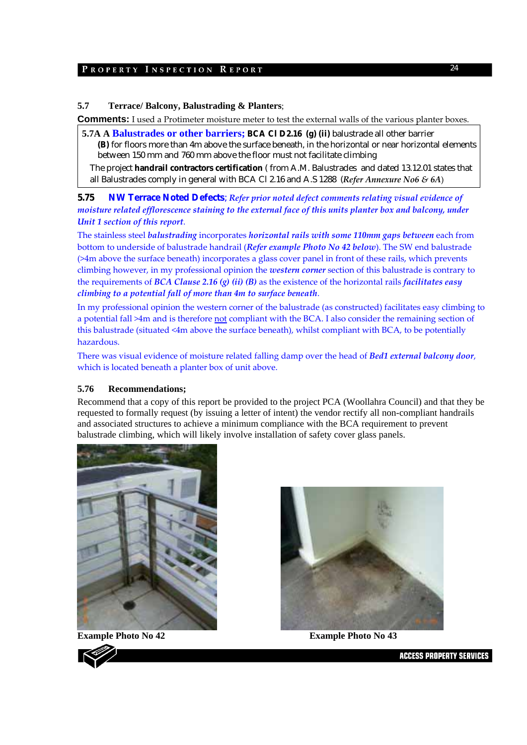### 5.7 Terrace/ Balcony, Balustrading & Planters;

**Comments:** I used a Protimeter moisture meter to test the external walls of the various planter boxes.

**5.7A A Balustrades or other barriers; BCA Cl D2.16 (g) (ii)** balustrade all other barrier
**(B)** for floors more than 4m above the surface beneath, in the horizontal or near horizontal elements between 150 mm and 760 mm above the floor must not facilitate climbing

The project **handrail contractors certification** ( from A.M. Balustrades and dated 13.12.01 states that all Balustrades comply in general with BCA Cl 2.16 and A.S 1288 (*Refer Annexure No6 & 6A*)

**5.75 NW Terrace Noted Defects**; *Refer prior noted defect comments relating visual evidence of moisture related efflorescence staining to the external face of this units planter box and balcony, under Unit 1 section of this report*.

The stainless steel ***balustrading*** incorporates ***horizontal rails with some 110mm gaps between*** each from bottom to underside of balustrade handrail (***Refer example Photo No 42 below***). The SW end balustrade (>4m above the surface beneath) incorporates a glass cover panel in front of these rails, which prevents climbing however, in my professional opinion the ***western corner*** section of this balustrade is contrary to the requirements of ***BCA Clause 2.16 (g) (ii) (B)*** as the existence of the horizontal rails ***facilitates easy climbing to a potential fall of more than 4m to surface beneath***.

In my professional opinion the western corner of the balustrade (as constructed) facilitates easy climbing to a potential fall >4m and is therefore not compliant with the BCA. I also consider the remaining section of this balustrade (situated <4m above the surface beneath), whilst compliant with BCA, to be potentially hazardous.

There was visual evidence of moisture related falling damp over the head of ***Bed1 external balcony door***, which is located beneath a planter box of unit above.

### 5.76 Recommendations;

Recommend that a copy of this report be provided to the project PCA (Woollahra Council) and that they be requested to formally request (by issuing a letter of intent) the vendor rectify all non-compliant handrails and associated structures to achieve a minimum compliance with the BCA requirement to prevent balustrade climbing, which will likely involve installation of safety cover glass panels.

**Example Photo No 42**

**Example Photo No 43**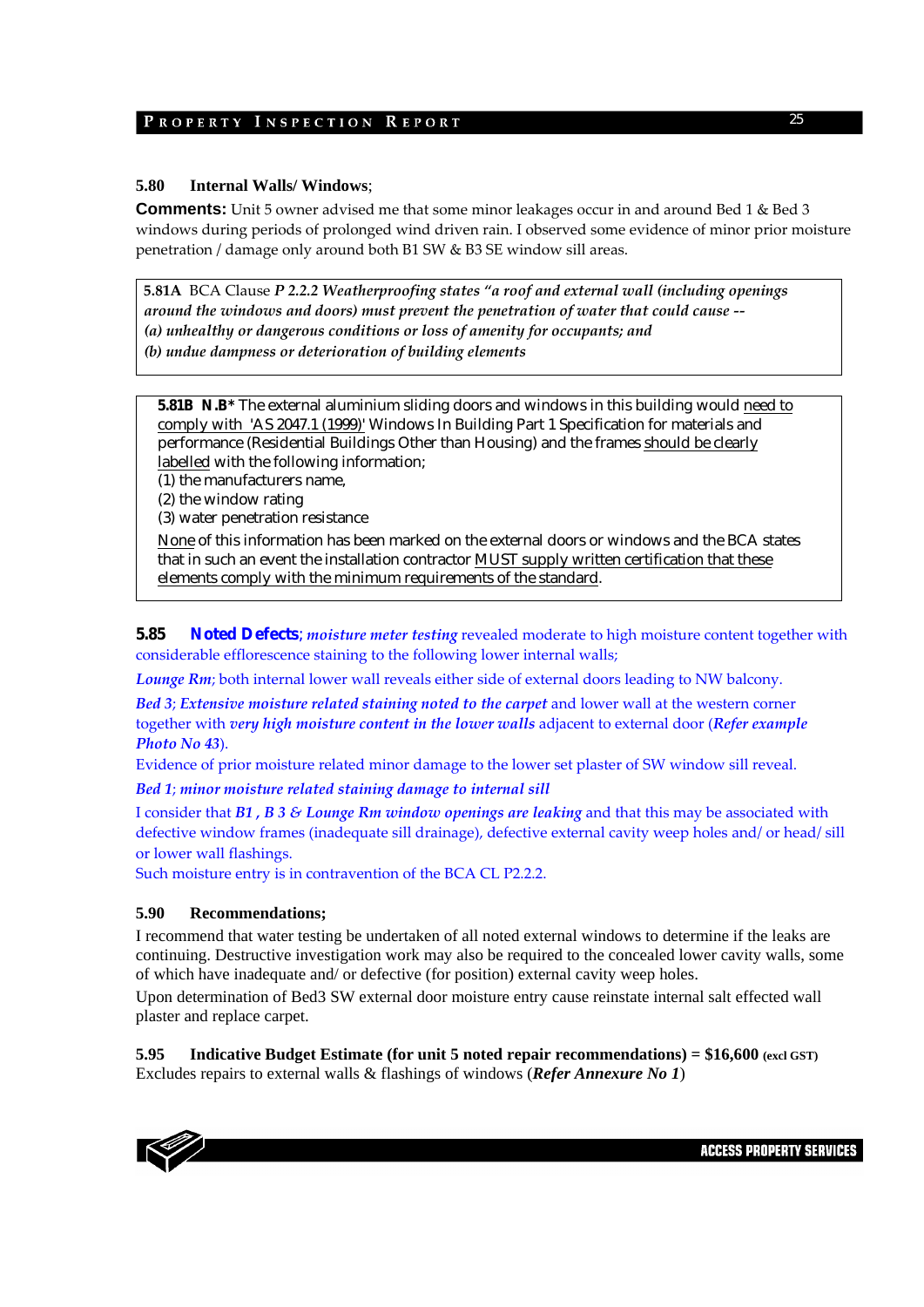### 5.80 Internal Walls/ Windows;

**Comments:** Unit 5 owner advised me that some minor leakages occur in and around Bed 1 & Bed 3 windows during periods of prolonged wind driven rain. I observed some evidence of minor prior moisture penetration / damage only around both B1 SW & B3 SE window sill areas.

> **5.81A** BCA Clause ***P 2.2.2 Weatherproofing states "a roof and external wall (including openings around the windows and doors) must prevent the penetration of water that could cause --***
> ***(a) unhealthy or dangerous conditions or loss of amenity for occupants; and***
> ***(b) undue dampness or deterioration of building elements***

> **5.81B N.B\*** The external aluminium sliding doors and windows in this building would <u>need to comply with 'AS 2047.1 (1999)'</u> Windows In Building Part 1 Specification for materials and performance (Residential Buildings Other than Housing) and the frames <u>should be clearly labelled</u> with the following information;
> (1) the manufacturers name,
> (2) the window rating
> (3) water penetration resistance
>
> <u>None</u> of this information has been marked on the external doors or windows and the BCA states that in such an event the installation contractor <u>MUST supply written certification that these elements comply with the minimum requirements of the standard</u>.

**5.85 Noted Defects**; ***moisture meter testing*** revealed moderate to high moisture content together with considerable efflorescence staining to the following lower internal walls;

***Lounge Rm***; both internal lower wall reveals either side of external doors leading to NW balcony.

***Bed 3***; ***Extensive moisture related staining noted to the carpet*** and lower wall at the western corner together with ***very high moisture content in the lower walls*** adjacent to external door (***Refer example Photo No 43***).

Evidence of prior moisture related minor damage to the lower set plaster of SW window sill reveal.

***Bed 1***; ***minor moisture related staining damage to internal sill***

I consider that ***B1 , B 3 & Lounge Rm window openings are leaking*** and that this may be associated with defective window frames (inadequate sill drainage), defective external cavity weep holes and/ or head/ sill or lower wall flashings.

Such moisture entry is in contravention of the BCA CL P2.2.2.

### 5.90 Recommendations;

I recommend that water testing be undertaken of all noted external windows to determine if the leaks are continuing. Destructive investigation work may also be required to the concealed lower cavity walls, some of which have inadequate and/ or defective (for position) external cavity weep holes.

Upon determination of Bed3 SW external door moisture entry cause reinstate internal salt effected wall plaster and replace carpet.

**5.95 Indicative Budget Estimate (for unit 5 noted repair recommendations) = $16,600** **(excl GST)**
Excludes repairs to external walls & flashings of windows (***Refer Annexure No 1***)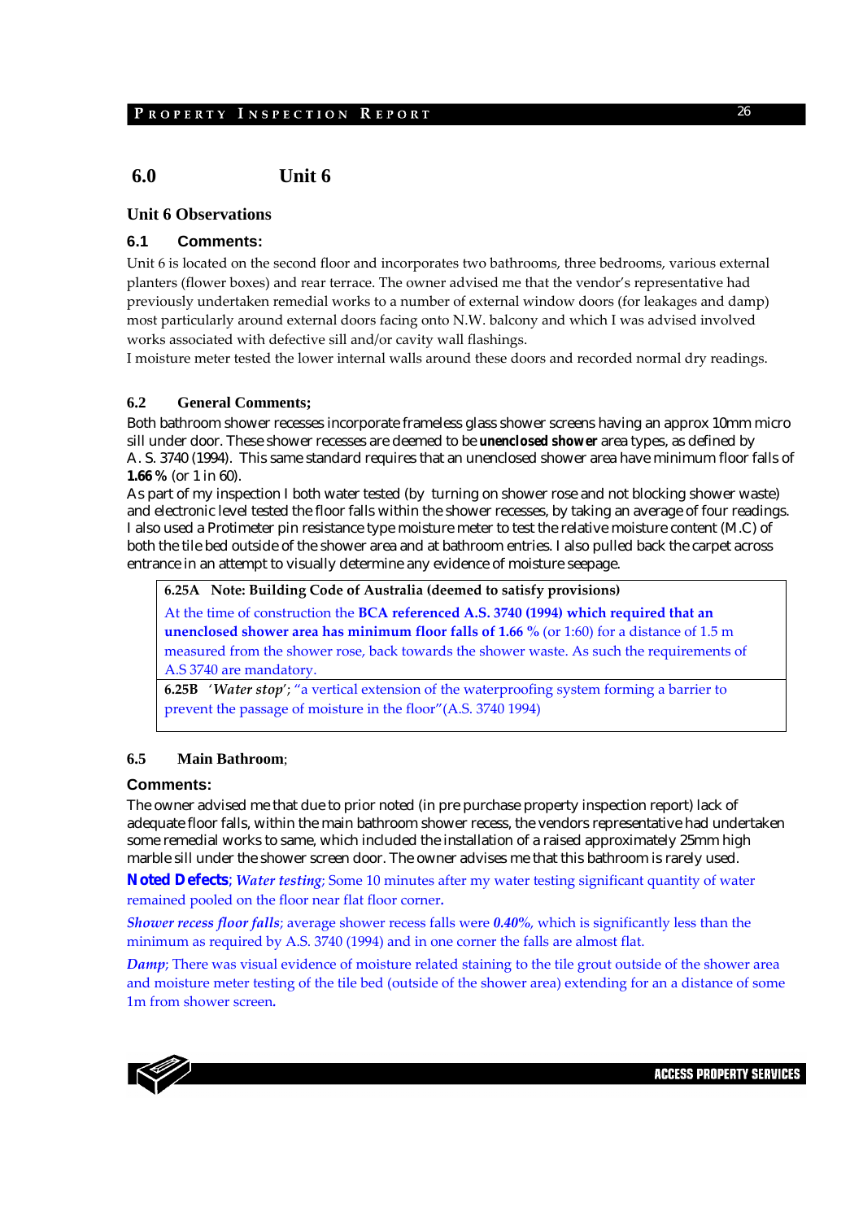## 6.0 Unit 6

### Unit 6 Observations

### 6.1 Comments:

Unit 6 is located on the second floor and incorporates two bathrooms, three bedrooms, various external planters (flower boxes) and rear terrace. The owner advised me that the vendor's representative had previously undertaken remedial works to a number of external window doors (for leakages and damp) most particularly around external doors facing onto N.W. balcony and which I was advised involved works associated with defective sill and/or cavity wall flashings.
I moisture meter tested the lower internal walls around these doors and recorded normal dry readings.

### 6.2 General Comments;

Both bathroom shower recesses incorporate frameless glass shower screens having an approx 10mm micro sill under door. These shower recesses are deemed to be **unenclosed shower** area types, as defined by A. S. 3740 (1994). This same standard requires that an unenclosed shower area have minimum floor falls of **1.66 %** (or 1 in 60).
As part of my inspection I both water tested (by turning on shower rose and not blocking shower waste) and electronic level tested the floor falls within the shower recesses, by taking an average of four readings. I also used a Protimeter pin resistance type moisture meter to test the relative moisture content (M.C) of both the tile bed outside of the shower area and at bathroom entries. I also pulled back the carpet across entrance in an attempt to visually determine any evidence of moisture seepage.

| **6.25A Note: Building Code of Australia (deemed to satisfy provisions)** |
|---|
| At the time of construction the **BCA referenced A.S. 3740 (1994) which required that an unenclosed shower area has minimum floor falls of 1.66 %** (or 1:60) for a distance of 1.5 m measured from the shower rose, back towards the shower waste. As such the requirements of A.S 3740 are mandatory. |
| **6.25B** '*Water stop*'; "a vertical extension of the waterproofing system forming a barrier to prevent the passage of moisture in the floor"(A.S. 3740 1994) |

### 6.5 Main Bathroom;

### Comments:

The owner advised me that due to prior noted (in pre purchase property inspection report) lack of adequate floor falls, within the main bathroom shower recess, the vendors representative had undertaken some remedial works to same, which included the installation of a raised approximately 25mm high marble sill under the shower screen door. The owner advises me that this bathroom is rarely used.

**Noted Defects**; ***Water testing***; Some 10 minutes after my water testing significant quantity of water remained pooled on the floor near flat floor corner.

***Shower recess floor falls***; average shower recess falls were ***0.40%***, which is significantly less than the minimum as required by A.S. 3740 (1994) and in one corner the falls are almost flat.

***Damp***; There was visual evidence of moisture related staining to the tile grout outside of the shower area and moisture meter testing of the tile bed (outside of the shower area) extending for an a distance of some 1m from shower screen.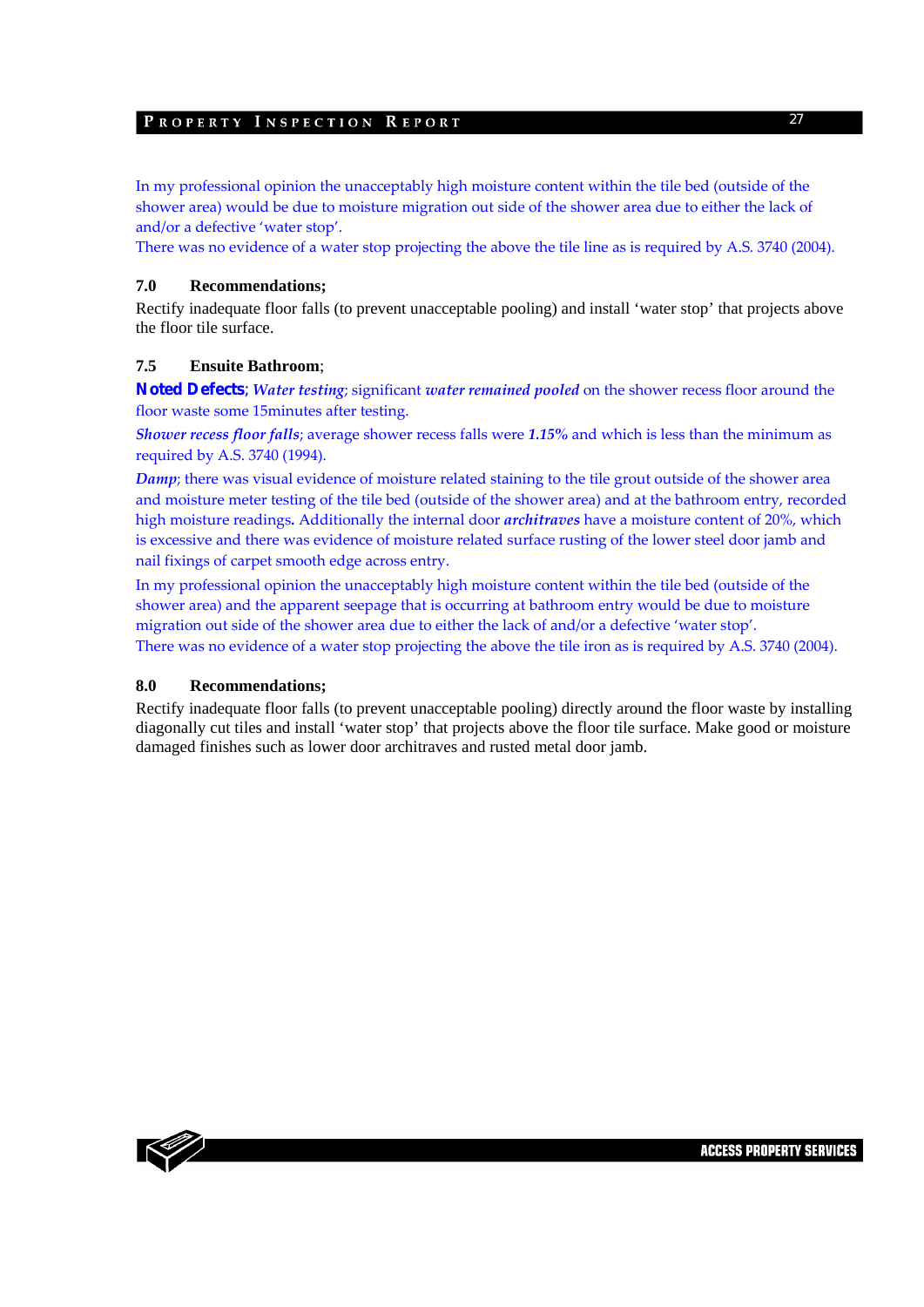In my professional opinion the unacceptably high moisture content within the tile bed (outside of the shower area) would be due to moisture migration out side of the shower area due to either the lack of and/or a defective 'water stop'.
There was no evidence of a water stop projecting the above the tile line as is required by A.S. 3740 (2004).

**7.0 Recommendations;**

Rectify inadequate floor falls (to prevent unacceptable pooling) and install 'water stop' that projects above the floor tile surface.

**7.5 Ensuite Bathroom**;

**Noted Defects**; ***Water testing***; significant ***water remained pooled*** on the shower recess floor around the floor waste some 15minutes after testing.

***Shower recess floor falls***; average shower recess falls were ***1.15%*** and which is less than the minimum as required by A.S. 3740 (1994).

***Damp***; there was visual evidence of moisture related staining to the tile grout outside of the shower area and moisture meter testing of the tile bed (outside of the shower area) and at the bathroom entry, recorded high moisture readings**.** Additionally the internal door ***architraves*** have a moisture content of 20%, which is excessive and there was evidence of moisture related surface rusting of the lower steel door jamb and nail fixings of carpet smooth edge across entry.

In my professional opinion the unacceptably high moisture content within the tile bed (outside of the shower area) and the apparent seepage that is occurring at bathroom entry would be due to moisture migration out side of the shower area due to either the lack of and/or a defective 'water stop'.
There was no evidence of a water stop projecting the above the tile iron as is required by A.S. 3740 (2004).

**8.0 Recommendations;**

Rectify inadequate floor falls (to prevent unacceptable pooling) directly around the floor waste by installing diagonally cut tiles and install 'water stop' that projects above the floor tile surface. Make good or moisture damaged finishes such as lower door architraves and rusted metal door jamb.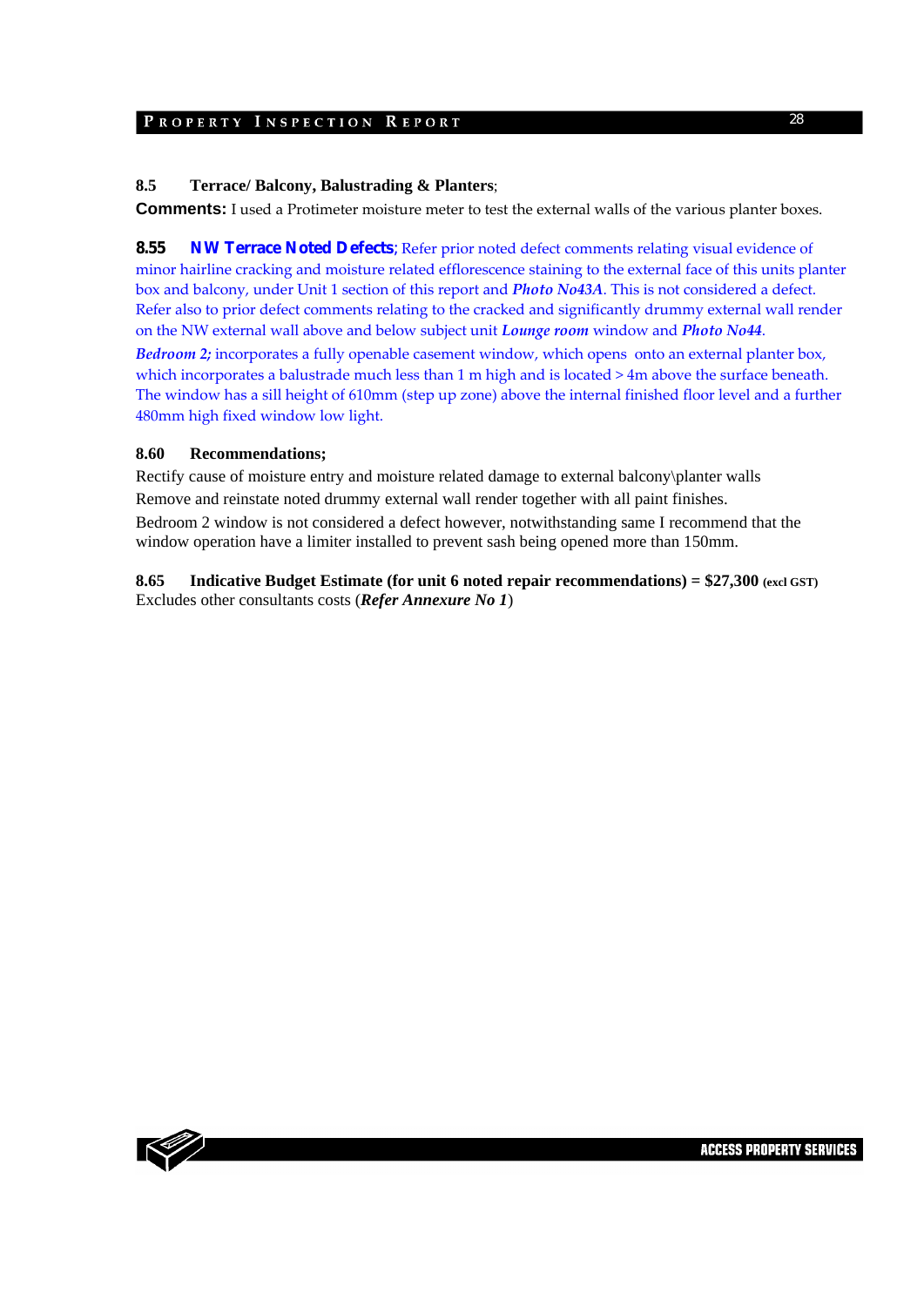**8.5 Terrace/ Balcony, Balustrading & Planters**;

**Comments:** I used a Protimeter moisture meter to test the external walls of the various planter boxes.

**8.55 NW Terrace Noted Defects**; Refer prior noted defect comments relating visual evidence of minor hairline cracking and moisture related efflorescence staining to the external face of this units planter box and balcony, under Unit 1 section of this report and ***Photo No43A***. This is not considered a defect. Refer also to prior defect comments relating to the cracked and significantly drummy external wall render on the NW external wall above and below subject unit ***Lounge room*** window and ***Photo No44***.

***Bedroom 2;*** incorporates a fully openable casement window, which opens onto an external planter box, which incorporates a balustrade much less than 1 m high and is located > 4m above the surface beneath. The window has a sill height of 610mm (step up zone) above the internal finished floor level and a further 480mm high fixed window low light.

**8.60 Recommendations;**

Rectify cause of moisture entry and moisture related damage to external balcony\planter walls

Remove and reinstate noted drummy external wall render together with all paint finishes.

Bedroom 2 window is not considered a defect however, notwithstanding same I recommend that the window operation have a limiter installed to prevent sash being opened more than 150mm.

**8.65 Indicative Budget Estimate (for unit 6 noted repair recommendations) = $27,300 (excl GST)**
Excludes other consultants costs (***Refer Annexure No 1***)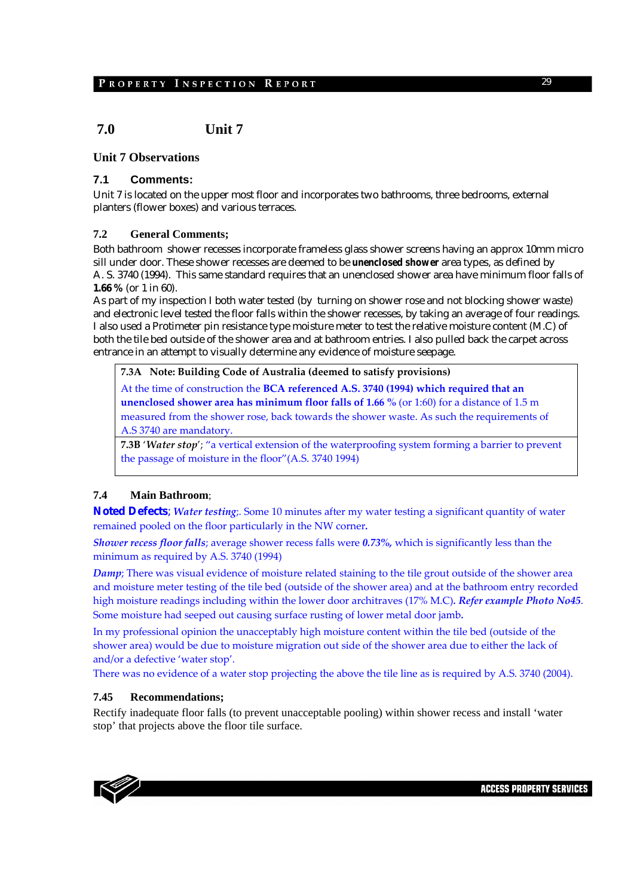# 7.0 Unit 7

### Unit 7 Observations

### 7.1 Comments:

Unit 7 is located on the upper most floor and incorporates two bathrooms, three bedrooms, external planters (flower boxes) and various terraces.

### 7.2 General Comments;

Both bathroom shower recesses incorporate frameless glass shower screens having an approx 10mm micro sill under door. These shower recesses are deemed to be **unenclosed shower** area types, as defined by A. S. 3740 (1994). This same standard requires that an unenclosed shower area have minimum floor falls of **1.66 %** (or 1 in 60).

As part of my inspection I both water tested (by turning on shower rose and not blocking shower waste) and electronic level tested the floor falls within the shower recesses, by taking an average of four readings. I also used a Protimeter pin resistance type moisture meter to test the relative moisture content (M.C) of both the tile bed outside of the shower area and at bathroom entries. I also pulled back the carpet across entrance in an attempt to visually determine any evidence of moisture seepage.

| **7.3A Note: Building Code of Australia (deemed to satisfy provisions)** |
|---|
| At the time of construction the **BCA referenced A.S. 3740 (1994) which required that an unenclosed shower area has minimum floor falls of 1.66 %** (or 1:60) for a distance of 1.5 m measured from the shower rose, back towards the shower waste. As such the requirements of A.S 3740 are mandatory. |
| **7.3B** '*Water stop*'; "a vertical extension of the waterproofing system forming a barrier to prevent the passage of moisture in the floor"(A.S. 3740 1994) |

### 7.4 Main Bathroom;

**Noted Defects**; *Water testing*;. Some 10 minutes after my water testing a significant quantity of water remained pooled on the floor particularly in the NW corner.

*Shower recess floor falls*; average shower recess falls were ***0.73%,*** which is significantly less than the minimum as required by A.S. 3740 (1994)

*Damp*; There was visual evidence of moisture related staining to the tile grout outside of the shower area and moisture meter testing of the tile bed (outside of the shower area) and at the bathroom entry recorded high moisture readings including within the lower door architraves (17% M.C). ***Refer example Photo No45***. Some moisture had seeped out causing surface rusting of lower metal door jamb.

In my professional opinion the unacceptably high moisture content within the tile bed (outside of the shower area) would be due to moisture migration out side of the shower area due to either the lack of and/or a defective 'water stop'.

There was no evidence of a water stop projecting the above the tile line as is required by A.S. 3740 (2004).

### 7.45 Recommendations;

Rectify inadequate floor falls (to prevent unacceptable pooling) within shower recess and install 'water stop' that projects above the floor tile surface.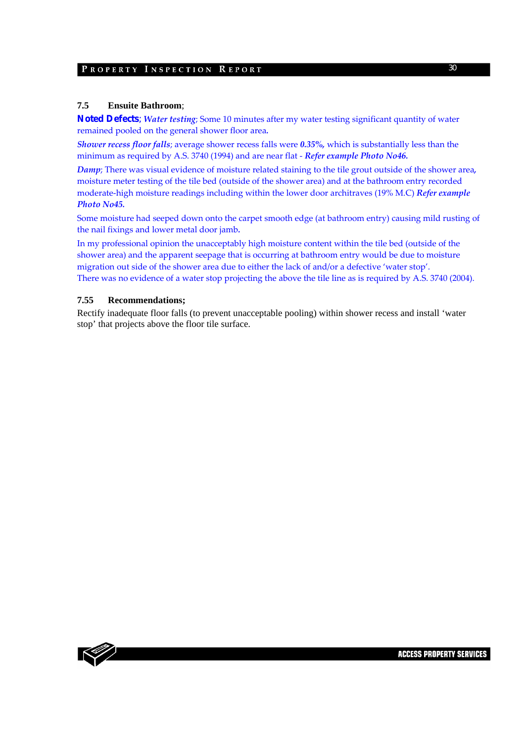### 7.5 Ensuite Bathroom;

**Noted Defects**; ***Water testing***; Some 10 minutes after my water testing significant quantity of water remained pooled on the general shower floor area.

***Shower recess floor falls***; average shower recess falls were ***0.35%,*** which is substantially less than the minimum as required by A.S. 3740 (1994) and are near flat - ***Refer example Photo No46.***

***Damp***; There was visual evidence of moisture related staining to the tile grout outside of the shower area, moisture meter testing of the tile bed (outside of the shower area) and at the bathroom entry recorded moderate-high moisture readings including within the lower door architraves (19% M.C) ***Refer example Photo No45.***

Some moisture had seeped down onto the carpet smooth edge (at bathroom entry) causing mild rusting of the nail fixings and lower metal door jamb.

In my professional opinion the unacceptably high moisture content within the tile bed (outside of the shower area) and the apparent seepage that is occurring at bathroom entry would be due to moisture migration out side of the shower area due to either the lack of and/or a defective 'water stop'.
There was no evidence of a water stop projecting the above the tile line as is required by A.S. 3740 (2004).

### 7.55 Recommendations;

Rectify inadequate floor falls (to prevent unacceptable pooling) within shower recess and install 'water stop' that projects above the floor tile surface.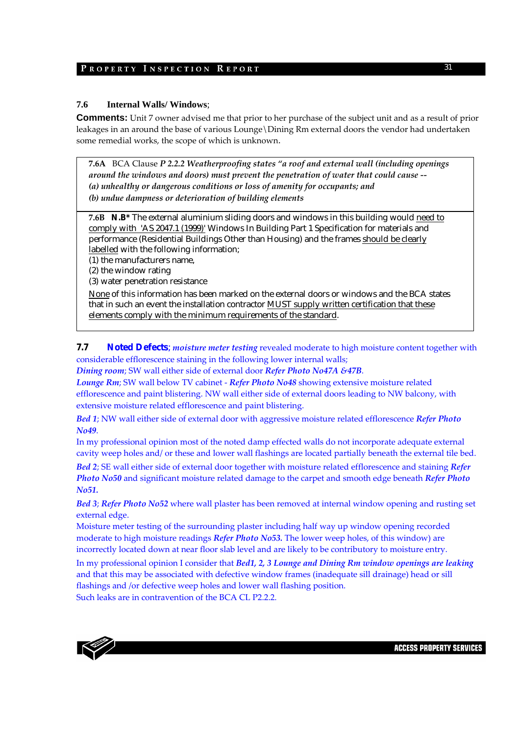### 7.6 Internal Walls/ Windows;

**Comments:** Unit 7 owner advised me that prior to her purchase of the subject unit and as a result of prior leakages in an around the base of various Lounge\Dining Rm external doors the vendor had undertaken some remedial works, the scope of which is unknown.

> **7.6A** BCA Clause ***P 2.2.2 Weatherproofing states "a roof and external wall (including openings around the windows and doors) must prevent the penetration of water that could cause --***
> ***(a) unhealthy or dangerous conditions or loss of amenity for occupants; and***
> ***(b) undue dampness or deterioration of building elements***

> **7.6B N.B*** The external aluminium sliding doors and windows in this building would need to comply with 'AS 2047.1 (1999)' Windows In Building Part 1 Specification for materials and performance (Residential Buildings Other than Housing) and the frames should be clearly labelled with the following information;
> (1) the manufacturers name,
> (2) the window rating
> (3) water penetration resistance
>
> None of this information has been marked on the external doors or windows and the BCA states that in such an event the installation contractor MUST supply written certification that these elements comply with the minimum requirements of the standard.

**7.7** **Noted Defects**; ***moisture meter testing*** revealed moderate to high moisture content together with considerable efflorescence staining in the following lower internal walls;

***Dining room***; SW wall either side of external door ***Refer Photo No47A &47B***.

***Lounge Rm***; SW wall below TV cabinet - ***Refer Photo No48*** showing extensive moisture related efflorescence and paint blistering. NW wall either side of external doors leading to NW balcony, with extensive moisture related efflorescence and paint blistering.

***Bed 1***; NW wall either side of external door with aggressive moisture related efflorescence ***Refer Photo No49***.

In my professional opinion most of the noted damp effected walls do not incorporate adequate external cavity weep holes and/ or these and lower wall flashings are located partially beneath the external tile bed.

***Bed 2***; SE wall either side of external door together with moisture related efflorescence and staining ***Refer Photo No50*** and significant moisture related damage to the carpet and smooth edge beneath ***Refer Photo No51.***

***Bed 3***; ***Refer Photo No52*** where wall plaster has been removed at internal window opening and rusting set external edge.

Moisture meter testing of the surrounding plaster including half way up window opening recorded moderate to high moisture readings ***Refer Photo No53.*** The lower weep holes, of this window) are incorrectly located down at near floor slab level and are likely to be contributory to moisture entry.

In my professional opinion I consider that ***Bed1, 2, 3 Lounge and Dining Rm window openings are leaking*** and that this may be associated with defective window frames (inadequate sill drainage) head or sill flashings and /or defective weep holes and lower wall flashing position.

Such leaks are in contravention of the BCA CL P2.2.2.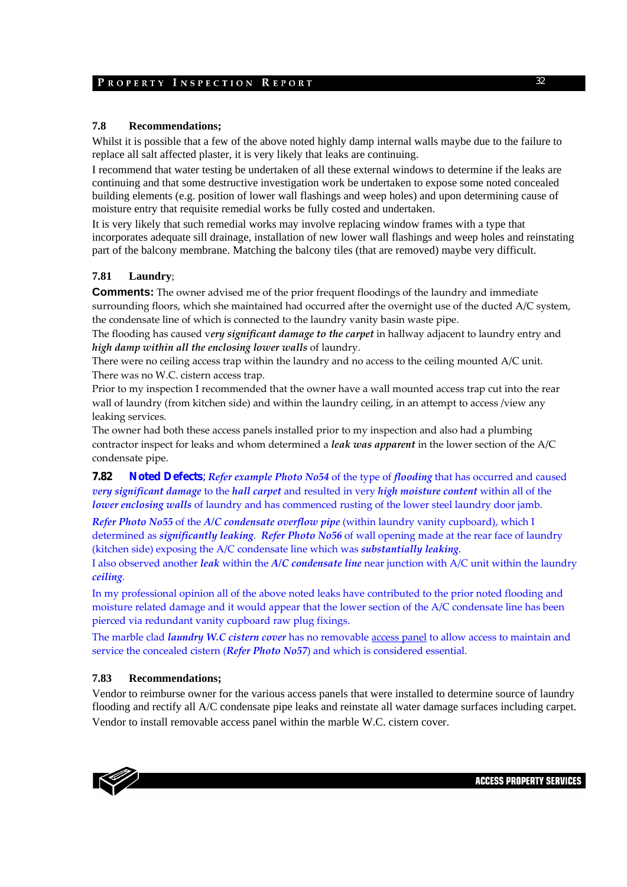### 7.8 Recommendations;

Whilst it is possible that a few of the above noted highly damp internal walls maybe due to the failure to replace all salt affected plaster, it is very likely that leaks are continuing.

I recommend that water testing be undertaken of all these external windows to determine if the leaks are continuing and that some destructive investigation work be undertaken to expose some noted concealed building elements (e.g. position of lower wall flashings and weep holes) and upon determining cause of moisture entry that requisite remedial works be fully costed and undertaken.

It is very likely that such remedial works may involve replacing window frames with a type that incorporates adequate sill drainage, installation of new lower wall flashings and weep holes and reinstating part of the balcony membrane. Matching the balcony tiles (that are removed) maybe very difficult.

### 7.81 Laundry;

**Comments:** The owner advised me of the prior frequent floodings of the laundry and immediate surrounding floors, which she maintained had occurred after the overnight use of the ducted A/C system, the condensate line of which is connected to the laundry vanity basin waste pipe.

The flooding has caused v***ery significant damage to the carpet*** in hallway adjacent to laundry entry and ***high damp within all the enclosing lower walls*** of laundry.

There were no ceiling access trap within the laundry and no access to the ceiling mounted A/C unit. There was no W.C. cistern access trap.

Prior to my inspection I recommended that the owner have a wall mounted access trap cut into the rear wall of laundry (from kitchen side) and within the laundry ceiling, in an attempt to access /view any leaking services.

The owner had both these access panels installed prior to my inspection and also had a plumbing contractor inspect for leaks and whom determined a ***leak was apparent*** in the lower section of the A/C condensate pipe.

**7.82 Noted Defects**; ***Refer example Photo No54*** of the type of ***flooding*** that has occurred and caused ***very significant damage*** to the ***hall carpet*** and resulted in very ***high moisture content*** within all of the ***lower enclosing walls*** of laundry and has commenced rusting of the lower steel laundry door jamb.

***Refer Photo No55*** of the ***A/C condensate overflow pipe*** (within laundry vanity cupboard), which I determined as ***significantly leaking***. ***Refer Photo No56*** of wall opening made at the rear face of laundry (kitchen side) exposing the A/C condensate line which was ***substantially leaking***.

I also observed another ***leak*** within the ***A/C condensate line*** near junction with A/C unit within the laundry ***ceiling***.

In my professional opinion all of the above noted leaks have contributed to the prior noted flooding and moisture related damage and it would appear that the lower section of the A/C condensate line has been pierced via redundant vanity cupboard raw plug fixings.

The marble clad ***laundry W.C cistern cover*** has no removable access panel to allow access to maintain and service the concealed cistern (***Refer Photo No57***) and which is considered essential.

### 7.83 Recommendations;

Vendor to reimburse owner for the various access panels that were installed to determine source of laundry flooding and rectify all A/C condensate pipe leaks and reinstate all water damage surfaces including carpet.

Vendor to install removable access panel within the marble W.C. cistern cover.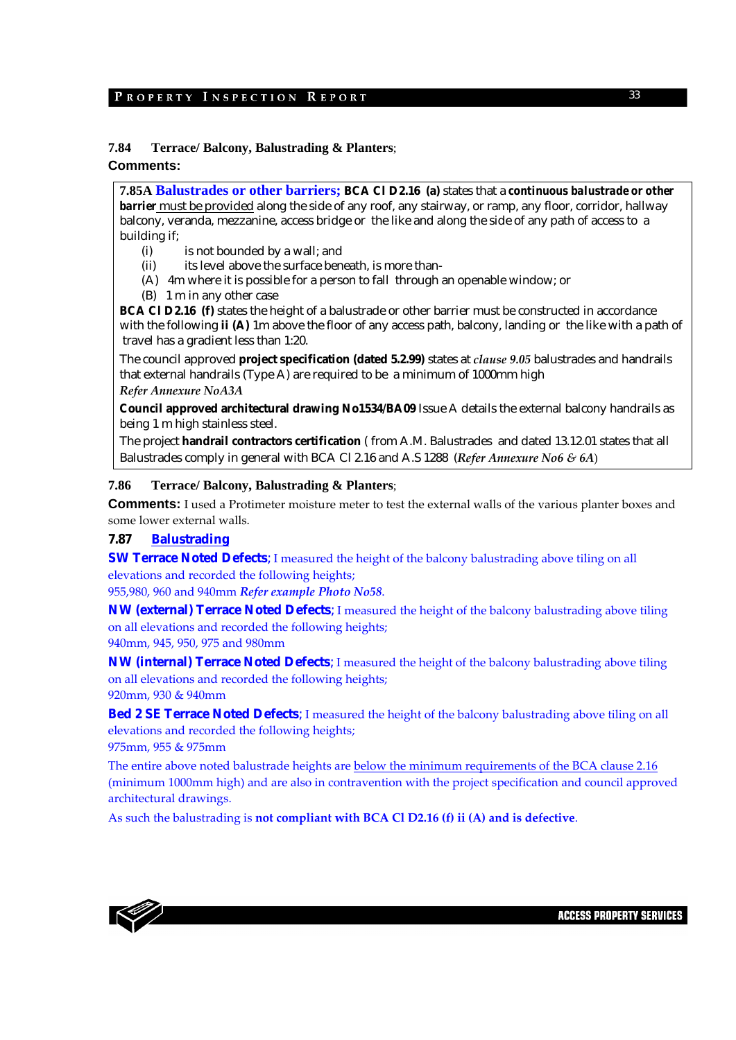### 7.84 Terrace/ Balcony, Balustrading & Planters;

**Comments:**

**7.85A Balustrades or other barriers; BCA Cl D2.16 (a)** states that a ***continuous balustrade or other barrier*** must be provided along the side of any roof, any stairway, or ramp, any floor, corridor, hallway balcony, veranda, mezzanine, access bridge or the like and along the side of any path of access to a building if;

(i) is not bounded by a wall; and

(ii) its level above the surface beneath, is more than-

(A) 4m where it is possible for a person to fall through an openable window; or

(B) 1 m in any other case

**BCA Cl D2.16 (f)** states the height of a balustrade or other barrier must be constructed in accordance with the following **ii (A)** 1m above the floor of any access path, balcony, landing or the like with a path of travel has a gradient less than 1:20.

The council approved **project specification (dated 5.2.99)** states at *clause 9.05* balustrades and handrails that external handrails (Type A) are required to be a minimum of 1000mm high

*Refer Annexure NoA3A*

**Council approved architectural drawing No1534/BA09** Issue A details the external balcony handrails as being 1 m high stainless steel.

The project **handrail contractors certification** ( from A.M. Balustrades and dated 13.12.01 states that all Balustrades comply in general with BCA Cl 2.16 and A.S 1288 (*Refer Annexure No6 & 6A*)

### 7.86 Terrace/ Balcony, Balustrading & Planters;

**Comments:** I used a Protimeter moisture meter to test the external walls of the various planter boxes and some lower external walls.

### 7.87 Balustrading

**SW Terrace Noted Defects**; I measured the height of the balcony balustrading above tiling on all elevations and recorded the following heights;
955,980, 960 and 940mm ***Refer example Photo No58***.

**NW (external) Terrace Noted Defects**; I measured the height of the balcony balustrading above tiling on all elevations and recorded the following heights;
940mm, 945, 950, 975 and 980mm

**NW (internal) Terrace Noted Defects**; I measured the height of the balcony balustrading above tiling on all elevations and recorded the following heights;
920mm, 930 & 940mm

**Bed 2 SE Terrace Noted Defects**; I measured the height of the balcony balustrading above tiling on all elevations and recorded the following heights;
975mm, 955 & 975mm

The entire above noted balustrade heights are below the minimum requirements of the BCA clause 2.16 (minimum 1000mm high) and are also in contravention with the project specification and council approved architectural drawings.

As such the balustrading is **not compliant with BCA Cl D2.16 (f) ii (A) and is defective**.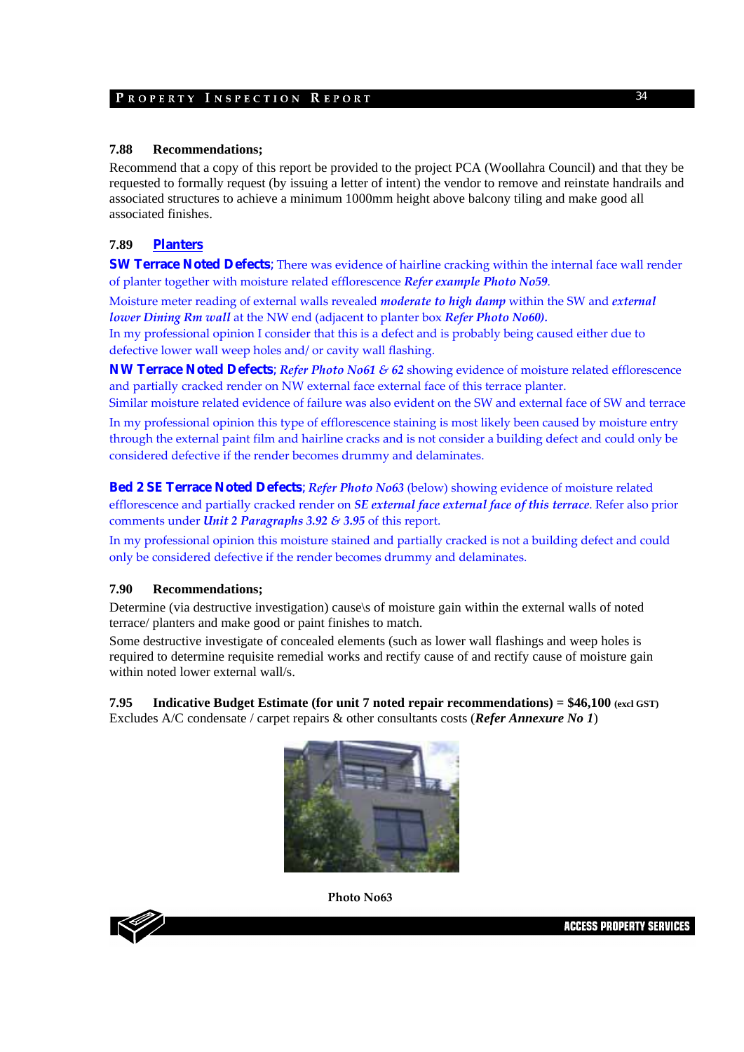**7.88 Recommendations;**

Recommend that a copy of this report be provided to the project PCA (Woollahra Council) and that they be requested to formally request (by issuing a letter of intent) the vendor to remove and reinstate handrails and associated structures to achieve a minimum 1000mm height above balcony tiling and make good all associated finishes.

**7.89 Planters**

**SW Terrace Noted Defects**; There was evidence of hairline cracking within the internal face wall render of planter together with moisture related efflorescence *Refer example Photo No59*.

Moisture meter reading of external walls revealed ***moderate to high damp*** within the SW and ***external lower Dining Rm wall*** at the NW end (adjacent to planter box ***Refer Photo No60).***

In my professional opinion I consider that this is a defect and is probably being caused either due to defective lower wall weep holes and/ or cavity wall flashing.

**NW Terrace Noted Defects**; *Refer Photo No61 & 62* showing evidence of moisture related efflorescence and partially cracked render on NW external face external face of this terrace planter.

Similar moisture related evidence of failure was also evident on the SW and external face of SW and terrace

In my professional opinion this type of efflorescence staining is most likely been caused by moisture entry through the external paint film and hairline cracks and is not consider a building defect and could only be considered defective if the render becomes drummy and delaminates.

**Bed 2 SE Terrace Noted Defects**; *Refer Photo No63* (below) showing evidence of moisture related efflorescence and partially cracked render on ***SE external face external face of this terrace***. Refer also prior comments under ***Unit 2 Paragraphs 3.92 & 3.95*** of this report.

In my professional opinion this moisture stained and partially cracked is not a building defect and could only be considered defective if the render becomes drummy and delaminates.

**7.90 Recommendations;**

Determine (via destructive investigation) cause\s of moisture gain within the external walls of noted terrace/ planters and make good or paint finishes to match.

Some destructive investigate of concealed elements (such as lower wall flashings and weep holes is required to determine requisite remedial works and rectify cause of and rectify cause of moisture gain within noted lower external wall/s.

**7.95 Indicative Budget Estimate (for unit 7 noted repair recommendations) = $46,100** **(excl GST)**

Excludes A/C condensate / carpet repairs & other consultants costs (***Refer Annexure No 1***)

Photo No63